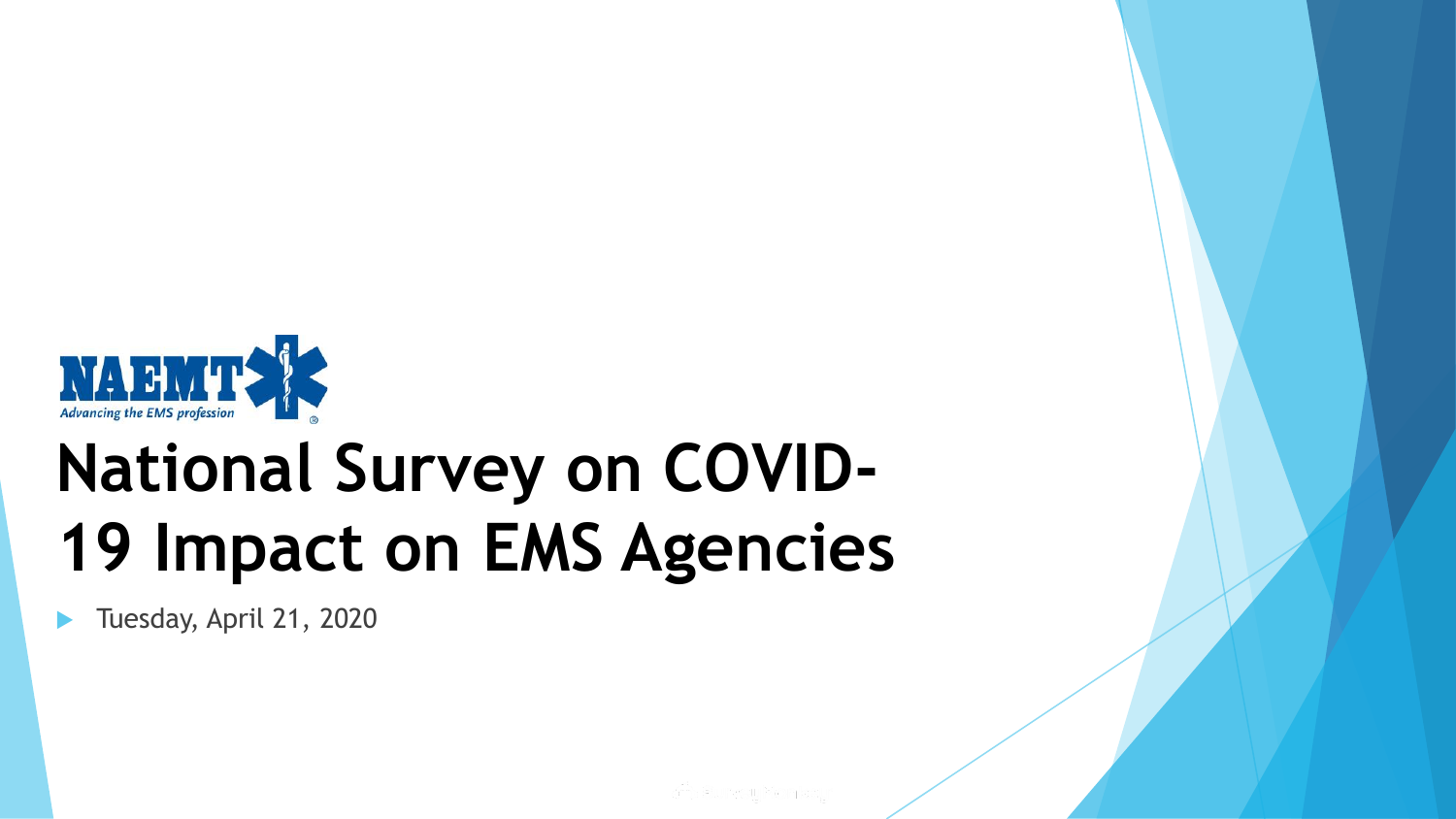NAEMT
*Advancing the EMS profession*

# National Survey on COVID-19 Impact on EMS Agencies

- Tuesday, April 21, 2020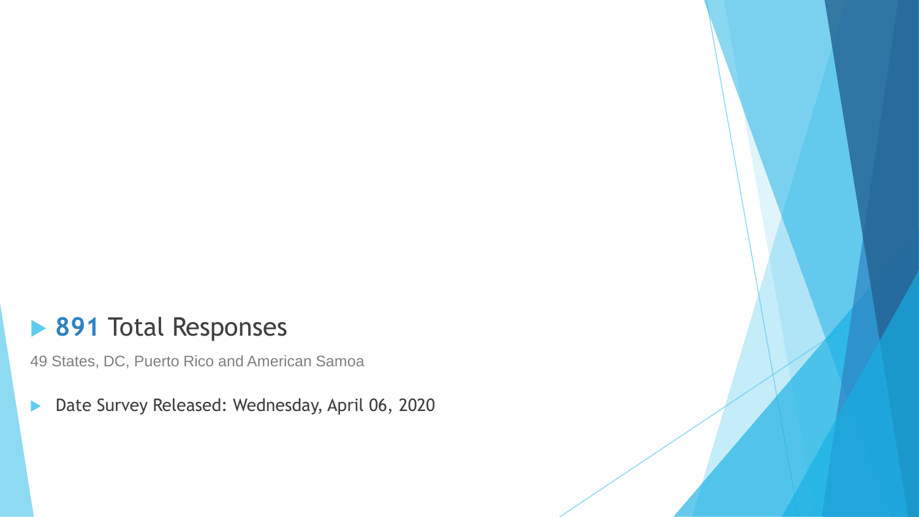- **891** Total Responses

49 States, DC, Puerto Rico and American Samoa

- Date Survey Released: Wednesday, April 06, 2020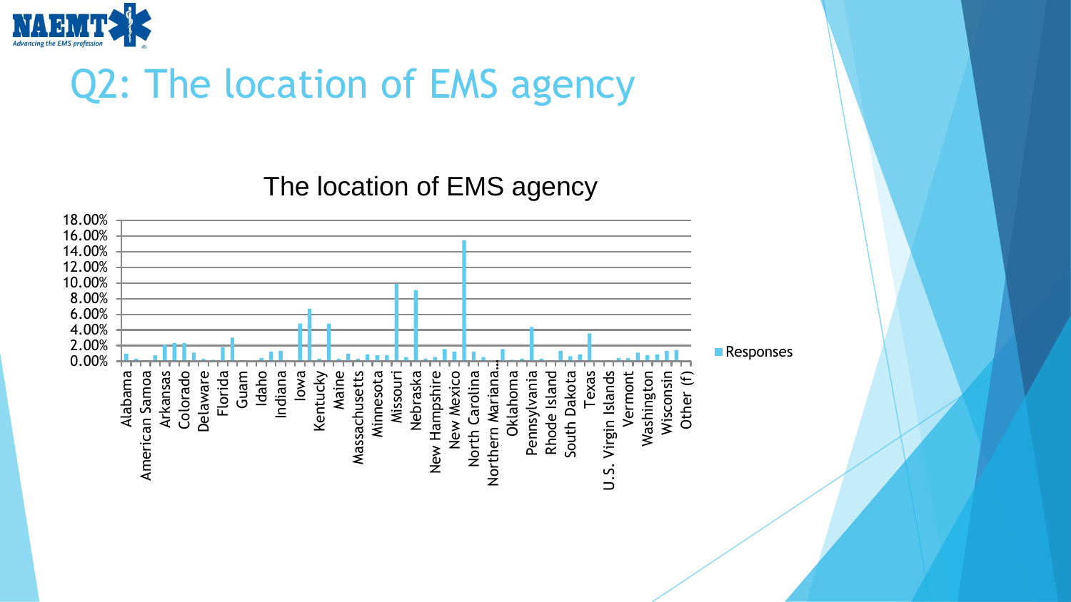# Q2: The location of EMS agency

## The location of EMS agency

Responses

Y-axis: 0.00%, 2.00%, 4.00%, 6.00%, 8.00%, 10.00%, 12.00%, 14.00%, 16.00%, 18.00%

X-axis labels: Alabama, American Samoa, Arkansas, Colorado, Delaware, Florida, Guam, Idaho, Indiana, Iowa, Kentucky, Maine, Massachusetts, Minnesota, Missouri, Nebraska, New Hampshire, New Mexico, North Carolina, Northern Mariana…, Oklahoma, Pennsylvania, Rhode Island, South Dakota, Texas, U.S. Virgin Islands, Vermont, Washington, Wisconsin, Other (f)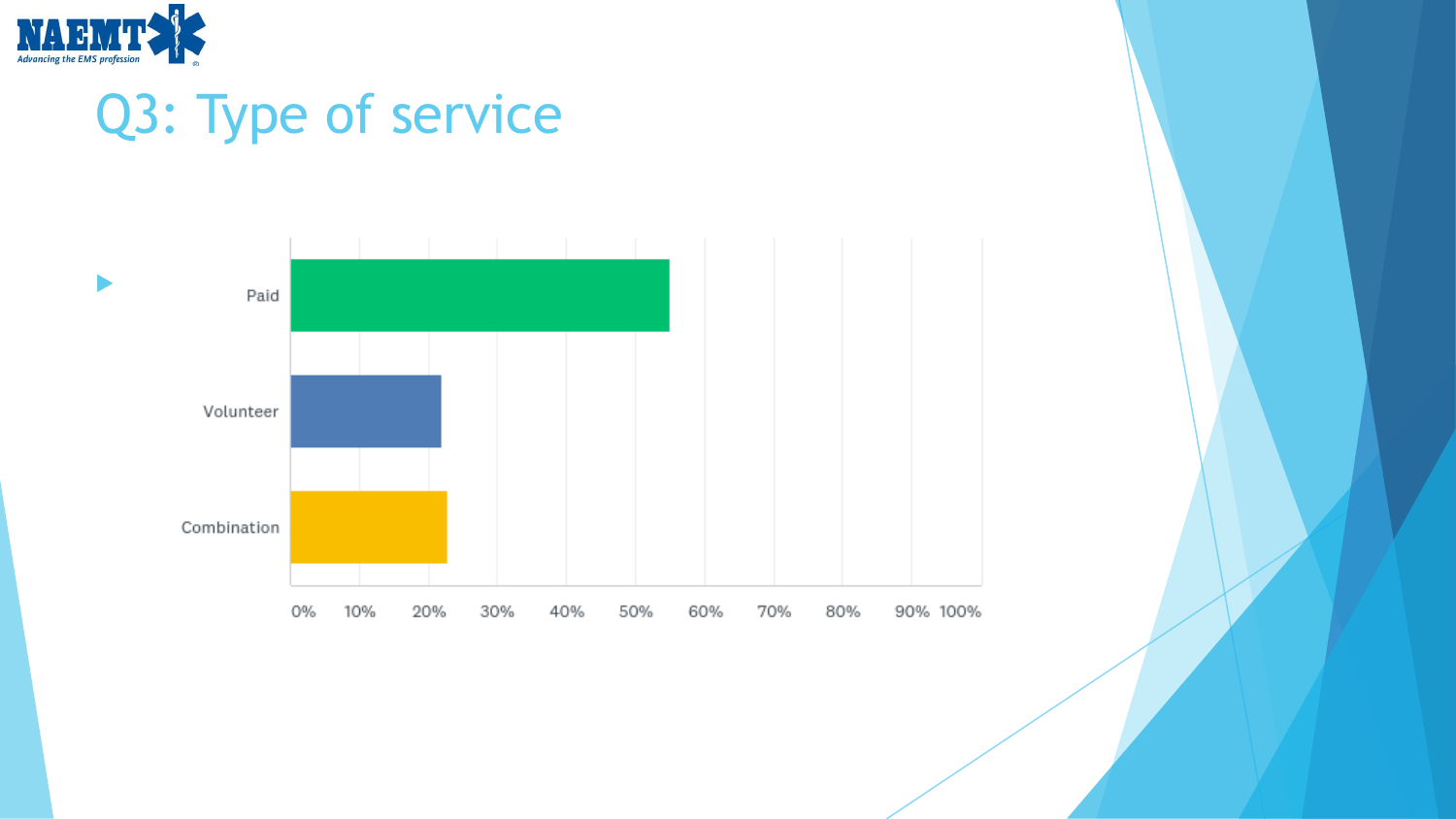# Q3: Type of service

| Type of service | Approximate % |
|---|---|
| Paid | ~55% |
| Volunteer | ~22% |
| Combination | ~23% |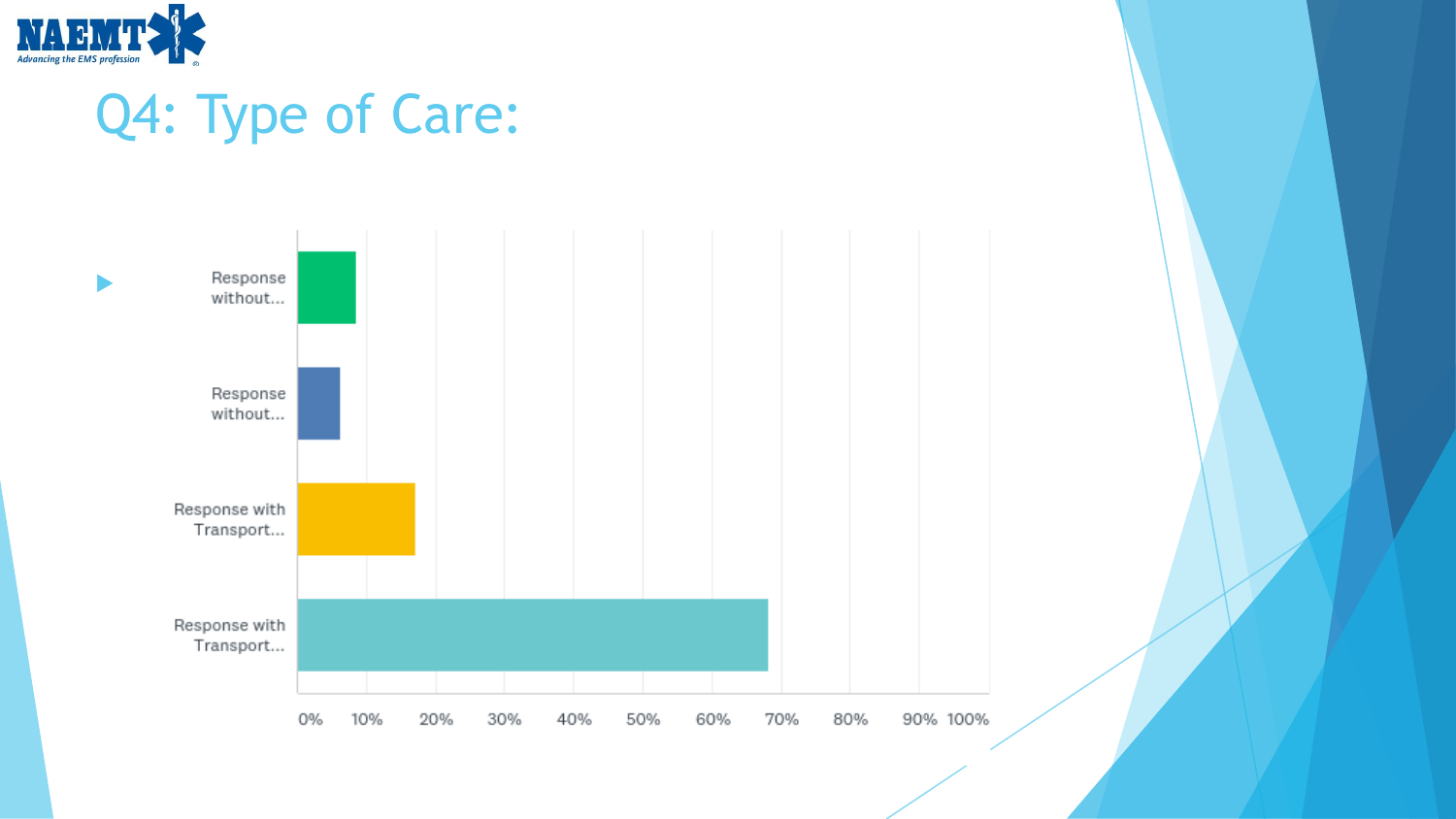# Q4: Type of Care:

| Type of Care | Approximate Percentage |
|---|---|
| Response without... | ~8% |
| Response without... | ~6% |
| Response with Transport... | ~17% |
| Response with Transport... | ~68% |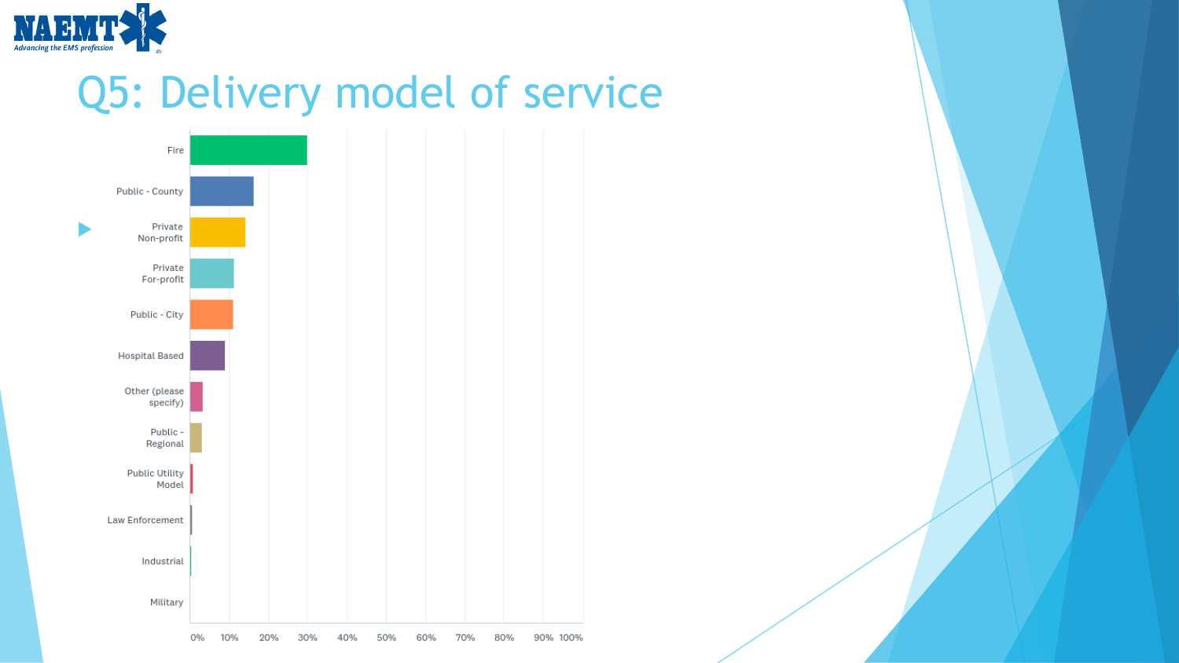# Q5: Delivery model of service

- Fire
- Public - County
- Private Non-profit
- Private For-profit
- Public - City
- Hospital Based
- Other (please specify)
- Public - Regional
- Public Utility Model
- Law Enforcement
- Industrial
- Military

0% 10% 20% 30% 40% 50% 60% 70% 80% 90% 100%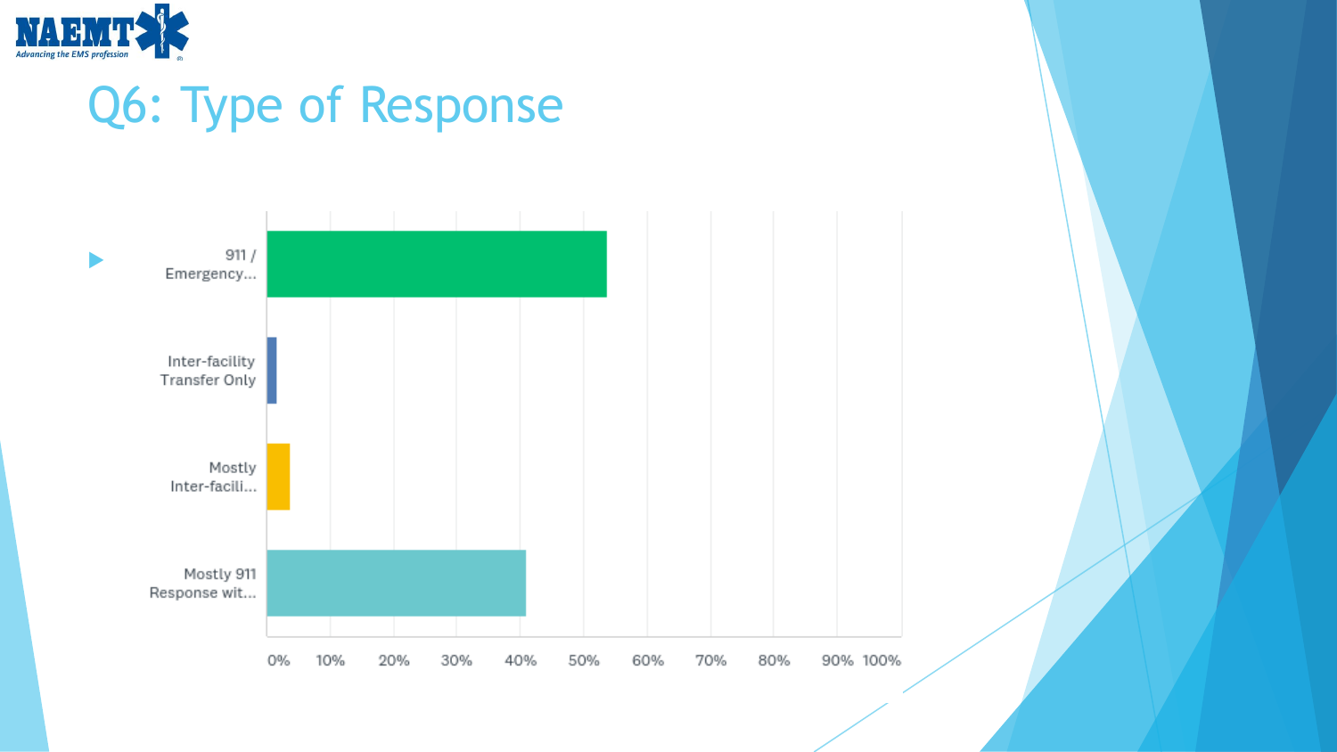# Q6: Type of Response

| Response | Percentage |
|---|---|
| 911 / Emergency... | ~54% |
| Inter-facility Transfer Only | ~1% |
| Mostly Inter-facili... | ~4% |
| Mostly 911 Response wit... | ~41% |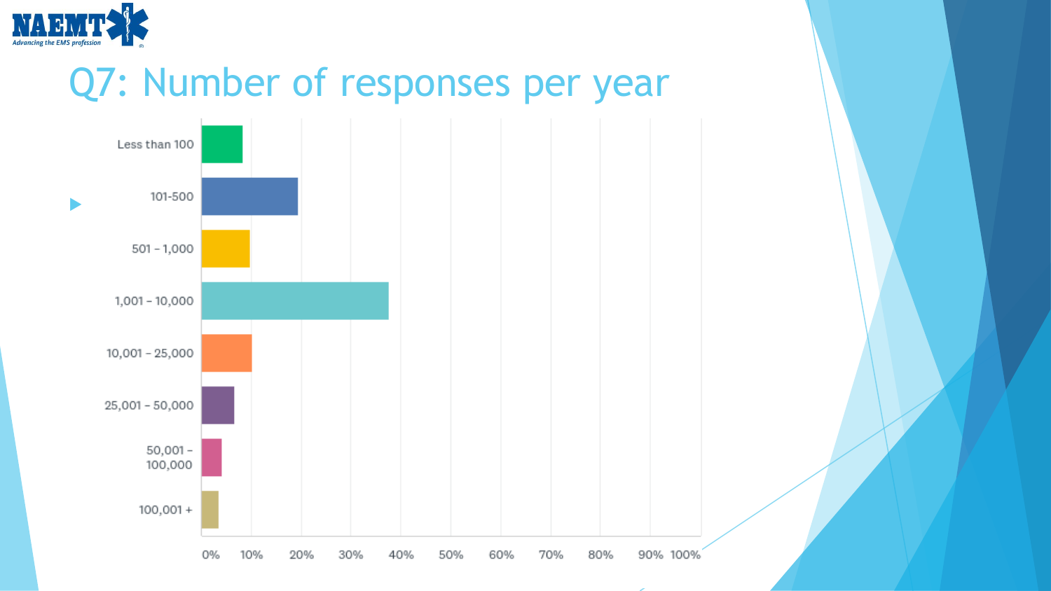# Q7: Number of responses per year

| Number of responses per year |
|---|
| Less than 100 |
| 101-500 |
| 501 – 1,000 |
| 1,001 – 10,000 |
| 10,001 – 25,000 |
| 25,001 – 50,000 |
| 50,001 – 100,000 |
| 100,001 + |

0% 10% 20% 30% 40% 50% 60% 70% 80% 90% 100%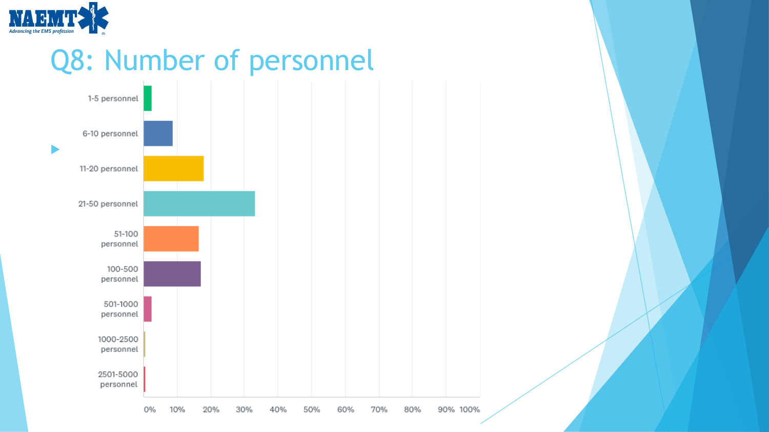# Q8: Number of personnel

| Number of personnel | Response |
| --- | --- |
| 1-5 personnel | ~2% |
| 6-10 personnel | ~9% |
| 11-20 personnel | ~18% |
| 21-50 personnel | ~33% |
| 51-100 personnel | ~16% |
| 100-500 personnel | ~17% |
| 501-1000 personnel | ~2% |
| 1000-2500 personnel | <1% |
| 2501-5000 personnel | <1% |

*Values are approximate, read from the bar chart (axis 0%–100%).*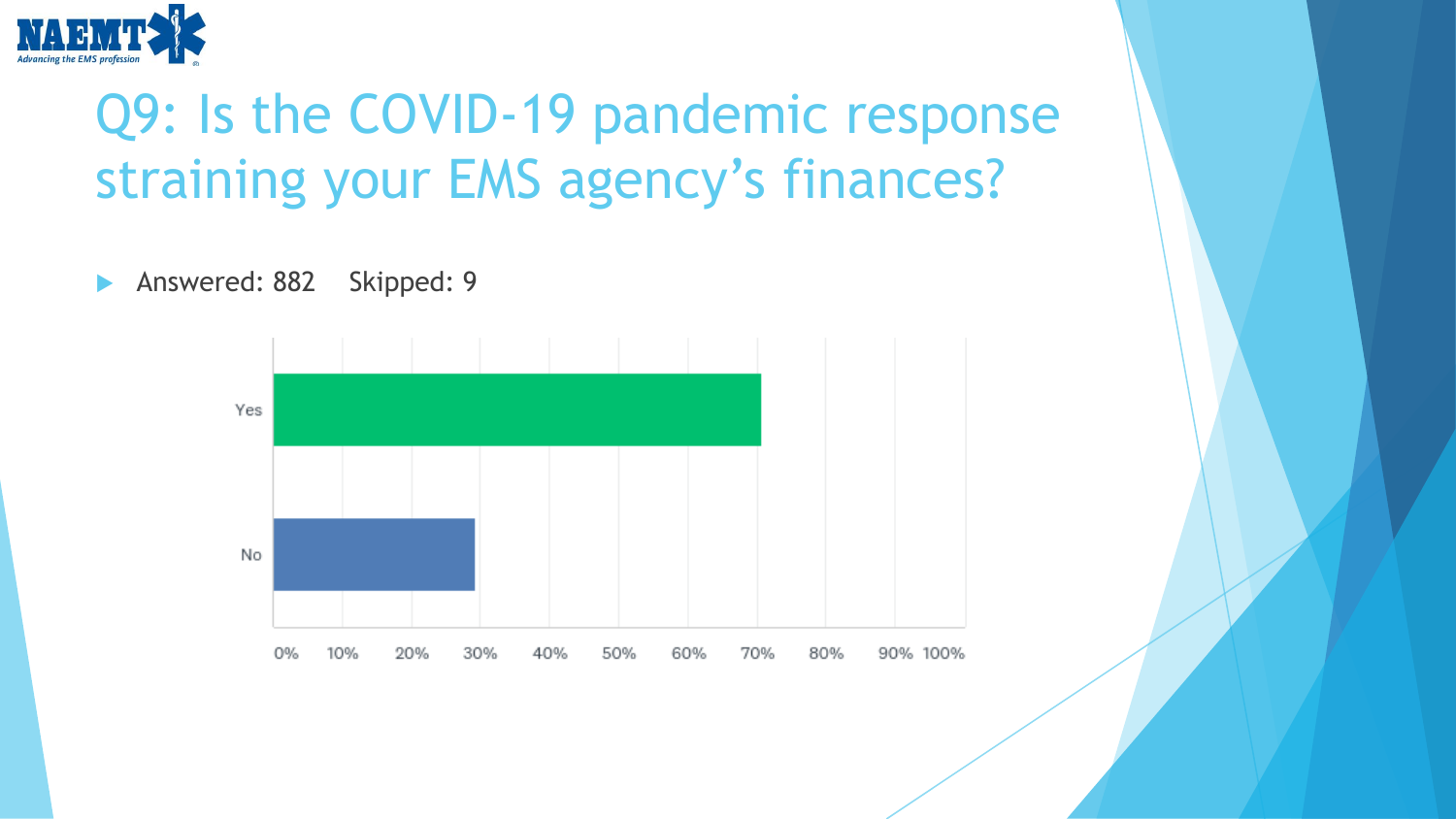# Q9: Is the COVID-19 pandemic response straining your EMS agency's finances?

- Answered: 882 Skipped: 9

| Response | Percentage (approx.) |
|---|---|
| Yes | ~70% |
| No | ~29% |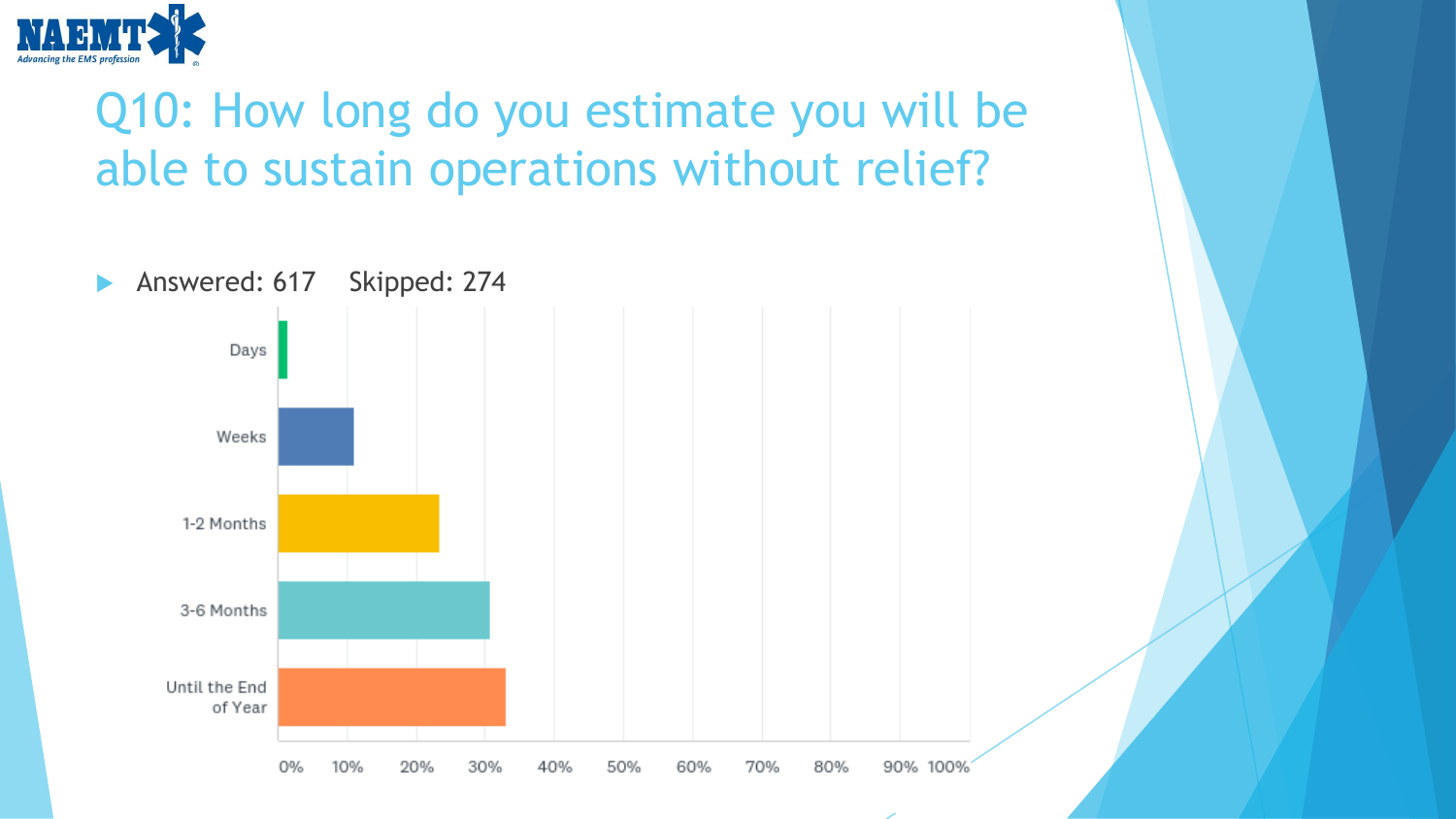# Q10: How long do you estimate you will be able to sustain operations without relief?

- Answered: 617 Skipped: 274

| Response | Approximate % |
| --- | --- |
| Days | ~1% |
| Weeks | ~11% |
| 1-2 Months | ~23% |
| 3-6 Months | ~31% |
| Until the End of Year | ~33% |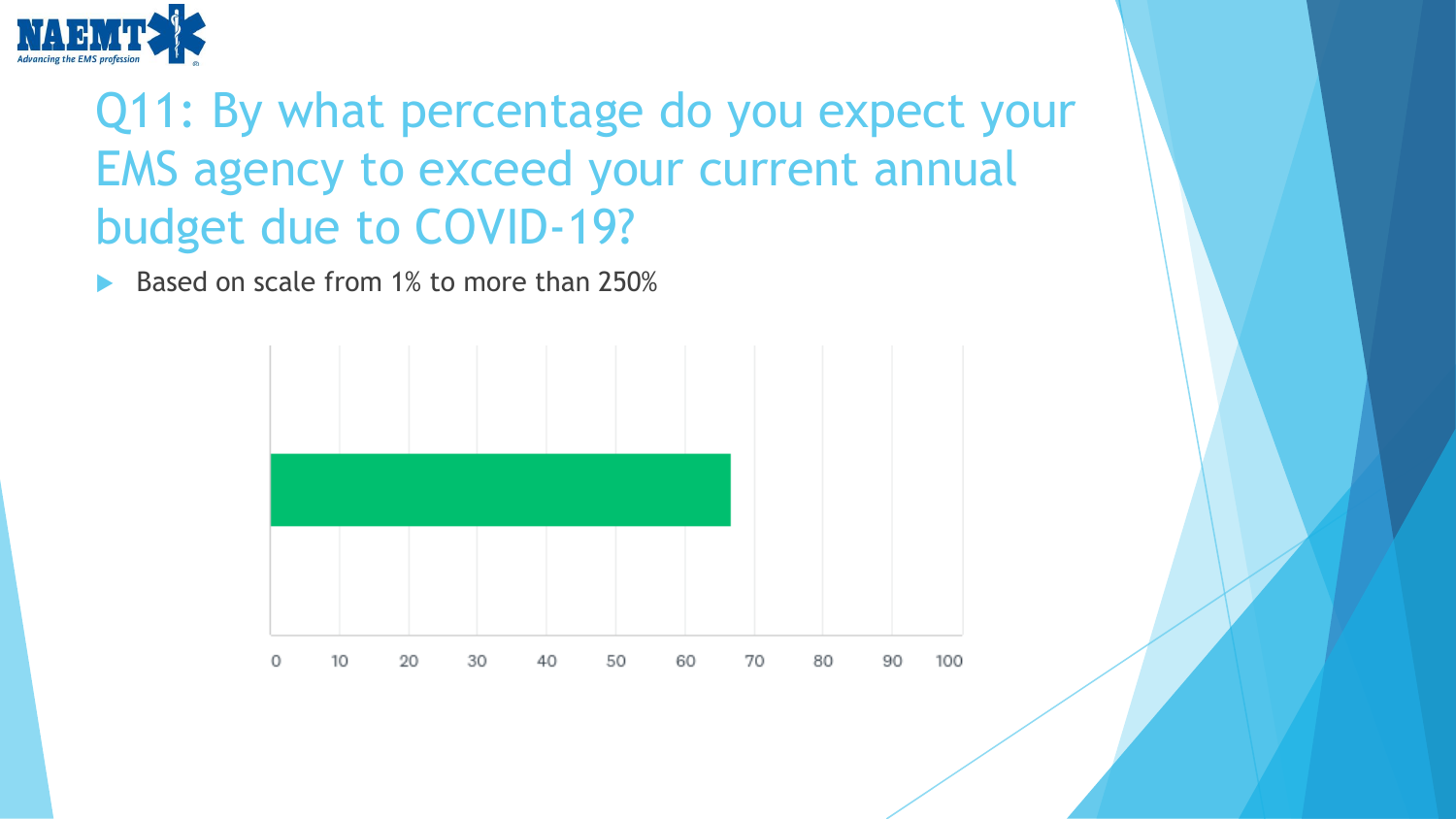# Q11: By what percentage do you expect your EMS agency to exceed your current annual budget due to COVID-19?

- Based on scale from 1% to more than 250%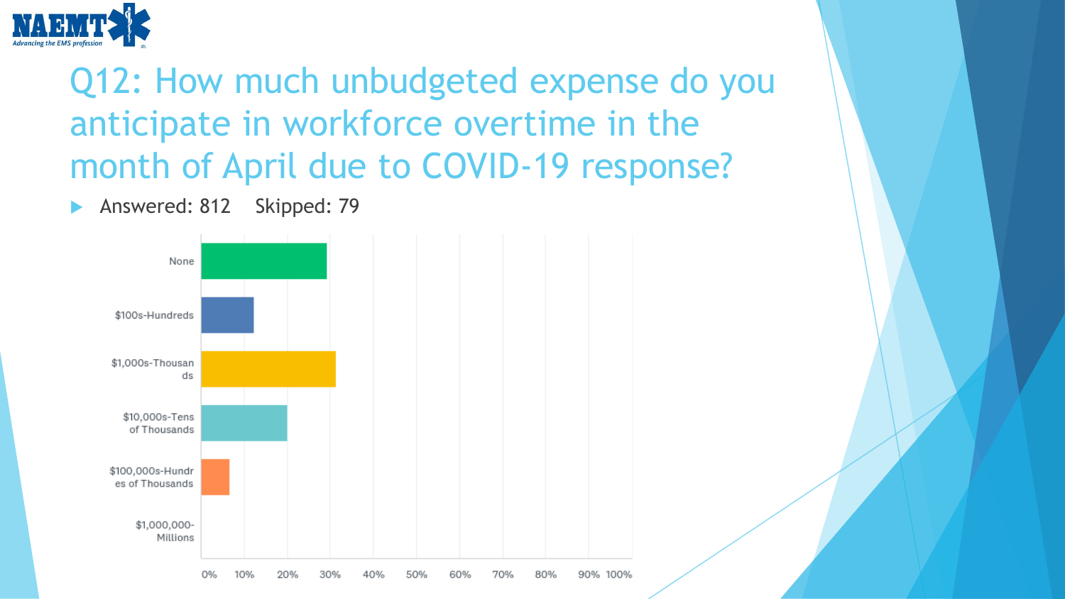# Q12: How much unbudgeted expense do you anticipate in workforce overtime in the month of April due to COVID-19 response?

- Answered: 812 Skipped: 79

None

$100s-Hundreds

$1,000s-Thousands

$10,000s-Tens of Thousands

$100,000s-Hundreds of Thousands

$1,000,000-Millions

0% 10% 20% 30% 40% 50% 60% 70% 80% 90% 100%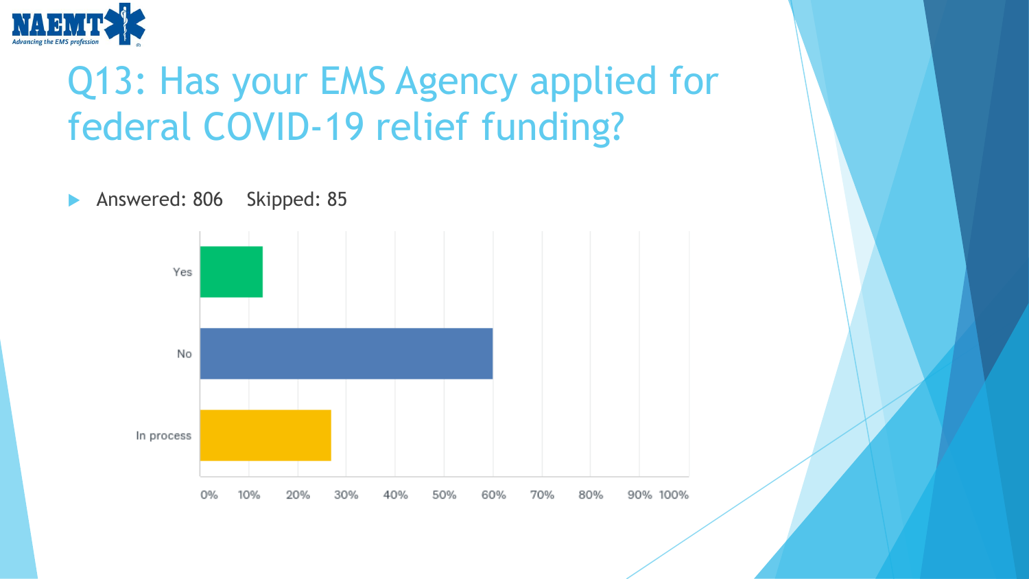# Q13: Has your EMS Agency applied for federal COVID-19 relief funding?

- Answered: 806 Skipped: 85

| Response | Percentage |
| --- | --- |
| Yes | ~13% |
| No | ~60% |
| In process | ~27% |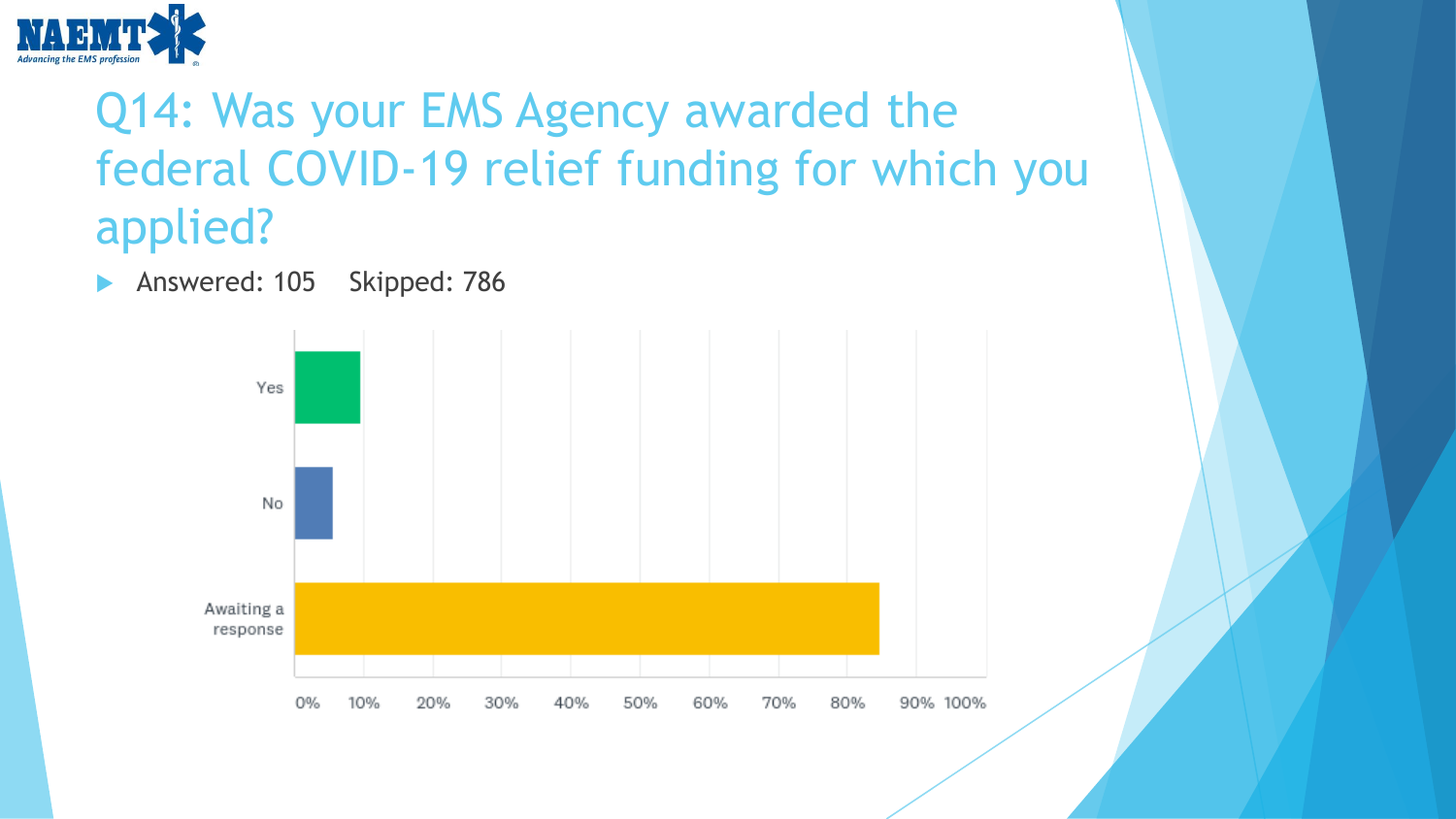# Q14: Was your EMS Agency awarded the federal COVID-19 relief funding for which you applied?

- Answered: 105 Skipped: 786

| Response | Approximate share |
| --- | --- |
| Yes | ~10% |
| No | ~5% |
| Awaiting a response | ~85% |

Axis: 0% 10% 20% 30% 40% 50% 60% 70% 80% 90% 100%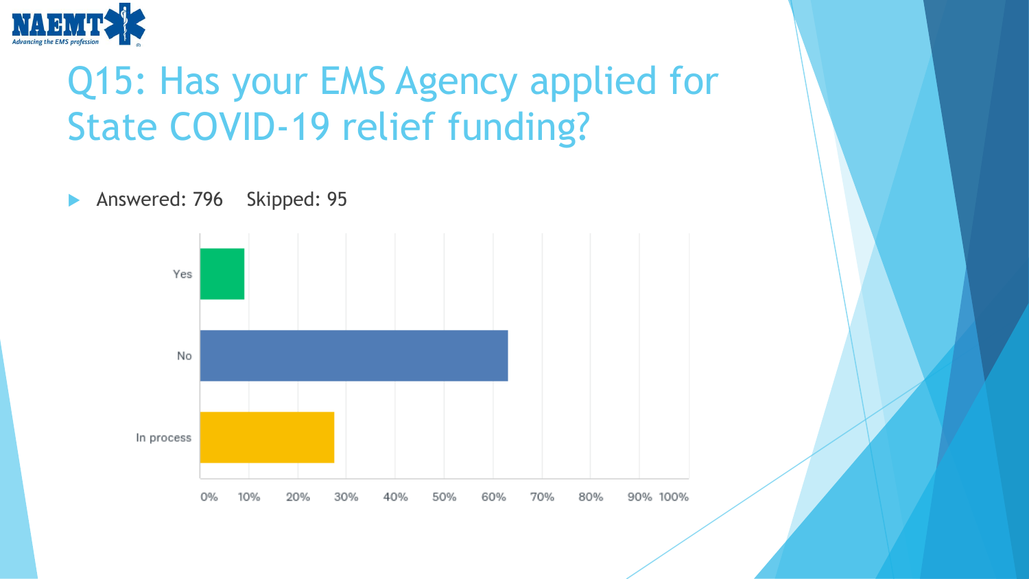# Q15: Has your EMS Agency applied for State COVID-19 relief funding?

- Answered: 796    Skipped: 95

Yes

No

In process

0% 10% 20% 30% 40% 50% 60% 70% 80% 90% 100%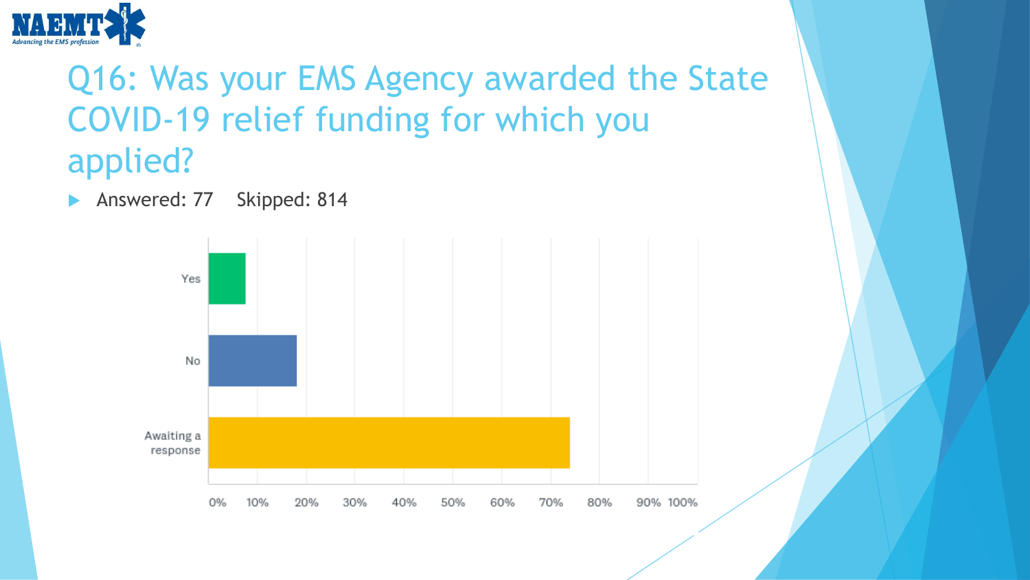# Q16: Was your EMS Agency awarded the State COVID-19 relief funding for which you applied?

- Answered: 77 Skipped: 814

| Response | Percentage |
|---|---|
| Yes | ~8% |
| No | ~18% |
| Awaiting a response | ~74% |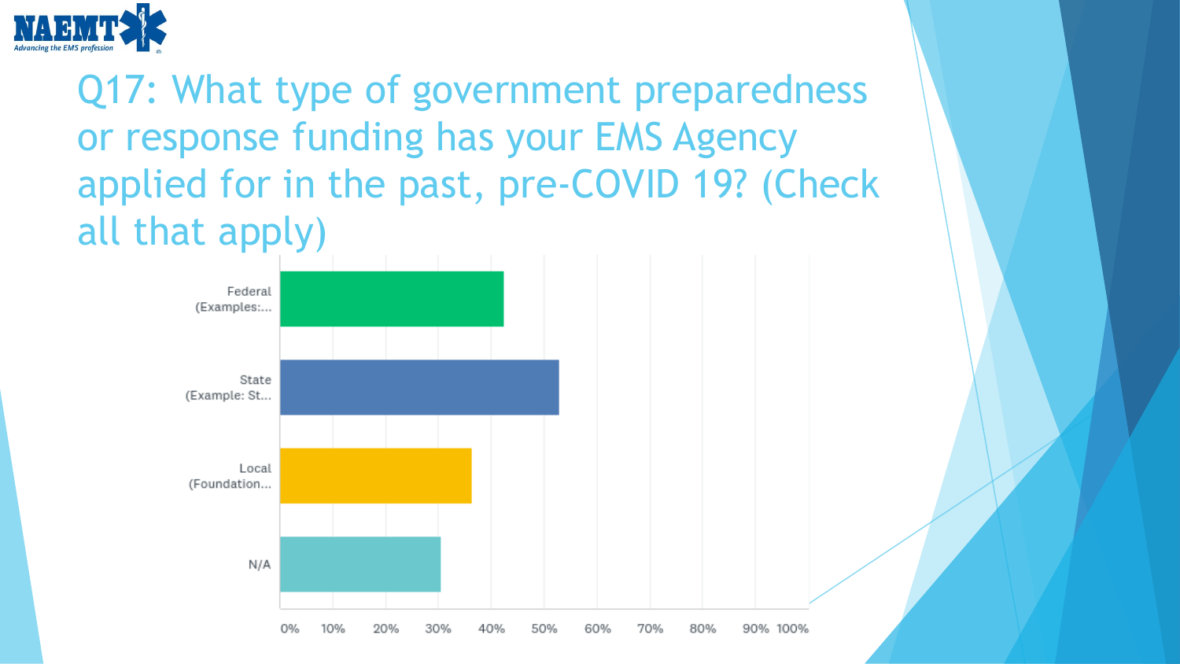# Q17: What type of government preparedness or response funding has your EMS Agency applied for in the past, pre-COVID 19? (Check all that apply)

Federal (Examples:...

State (Example: St...

Local (Foundation...

N/A

0% 10% 20% 30% 40% 50% 60% 70% 80% 90% 100%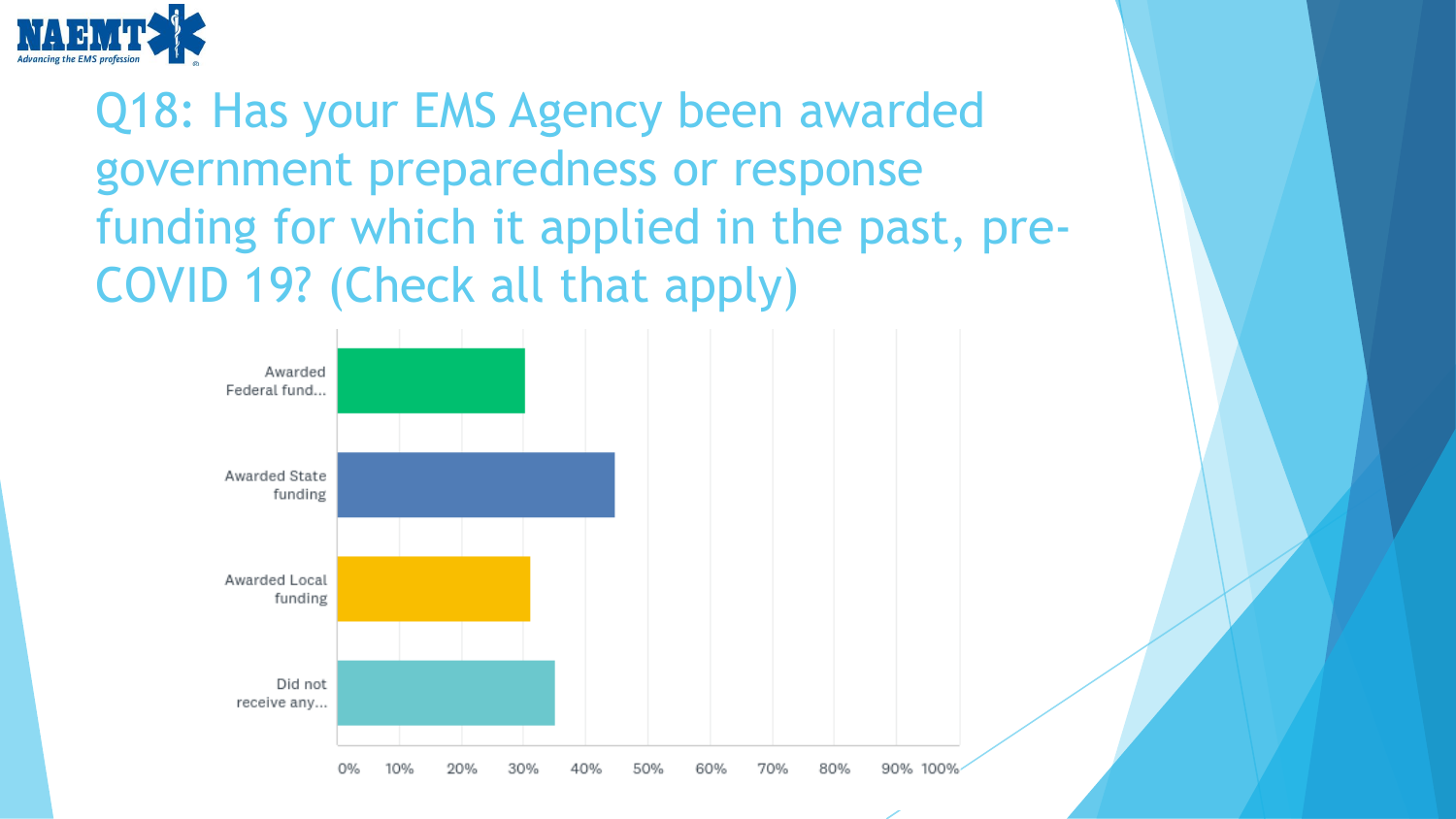# Q18: Has your EMS Agency been awarded government preparedness or response funding for which it applied in the past, pre-COVID 19? (Check all that apply)

| Response | Percentage (approx.) |
|---|---|
| Awarded Federal fund... | ~30% |
| Awarded State funding | ~45% |
| Awarded Local funding | ~31% |
| Did not receive any... | ~35% |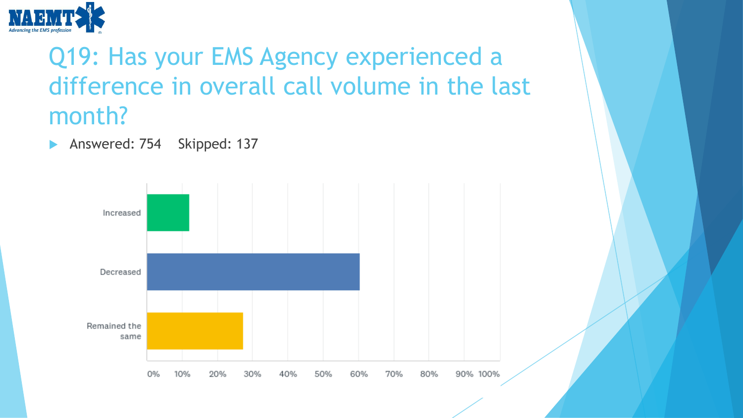# Q19: Has your EMS Agency experienced a difference in overall call volume in the last month?

- Answered: 754    Skipped: 137

| Response | Percentage (approx.) |
|---|---|
| Increased | ~12% |
| Decreased | ~60% |
| Remained the same | ~27% |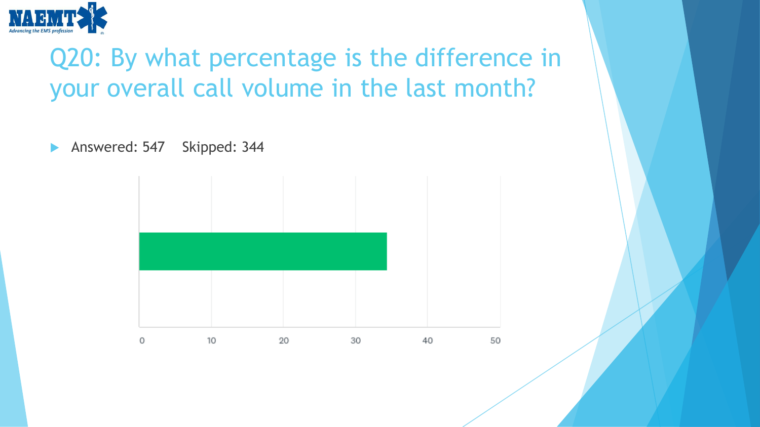# Q20: By what percentage is the difference in your overall call volume in the last month?

- Answered: 547 Skipped: 344

0 10 20 30 40 50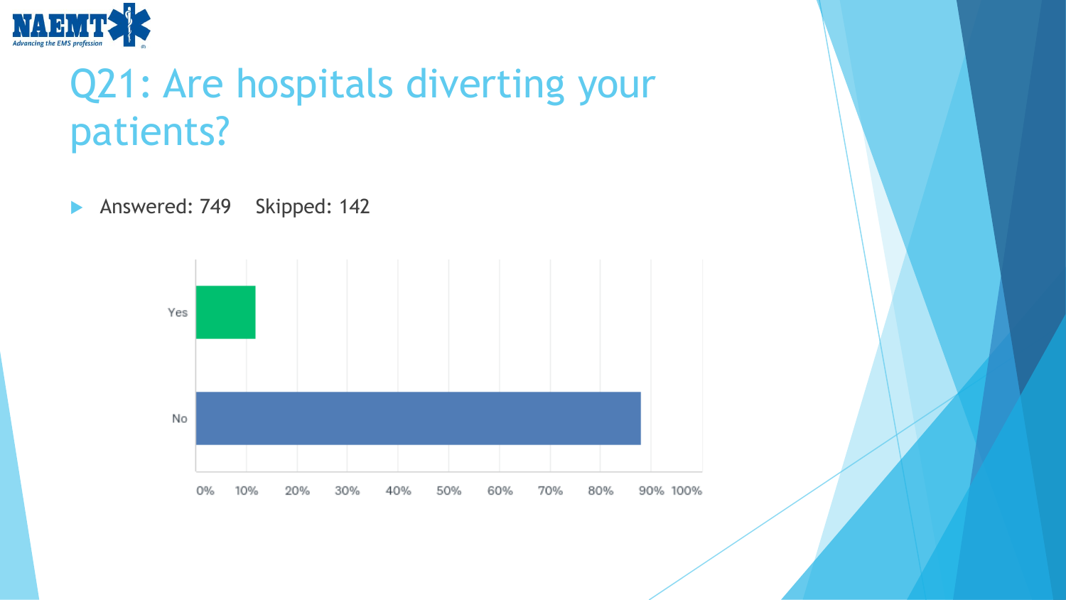# Q21: Are hospitals diverting your patients?

- Answered: 749 Skipped: 142

Yes

No

0% 10% 20% 30% 40% 50% 60% 70% 80% 90% 100%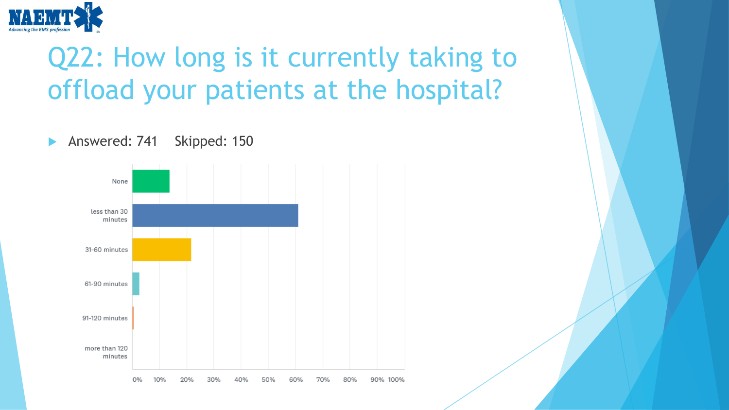# Q22: How long is it currently taking to offload your patients at the hospital?

- Answered: 741 Skipped: 150

| Answer choice | Response (approx.) |
|---|---|
| None | ~14% |
| less than 30 minutes | ~61% |
| 31-60 minutes | ~22% |
| 61-90 minutes | ~3% |
| 91-120 minutes | <1% |
| more than 120 minutes | 0% |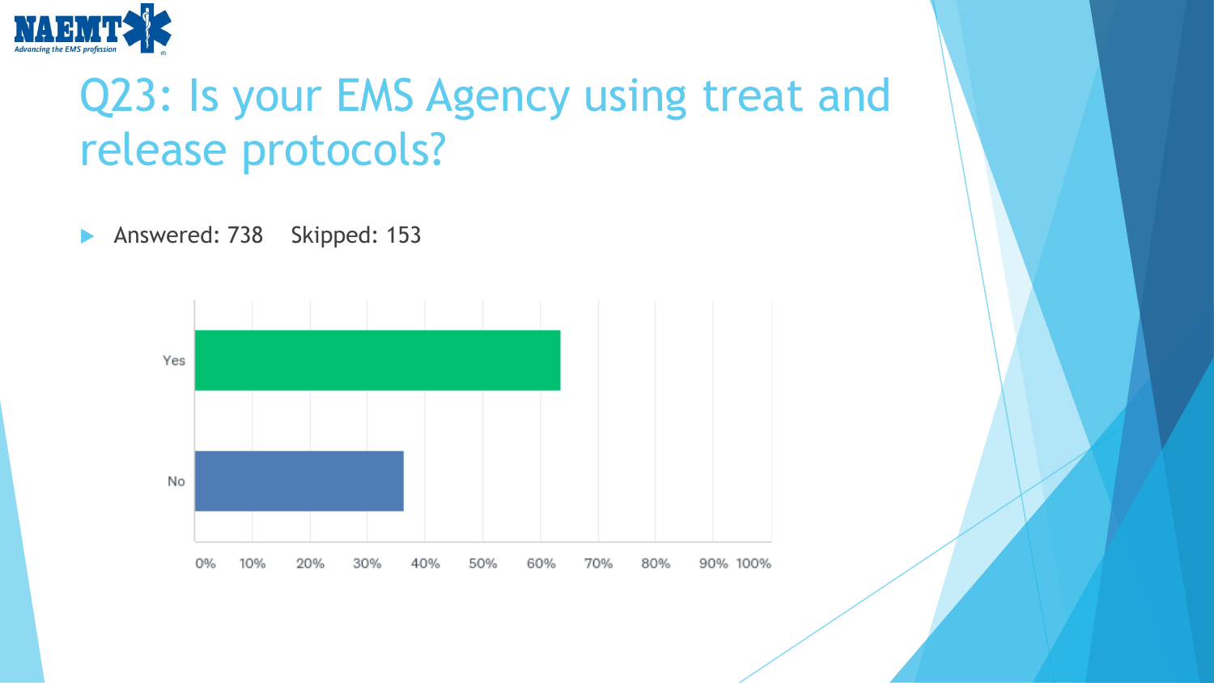# Q23: Is your EMS Agency using treat and release protocols?

- Answered: 738 Skipped: 153

| Response | Percentage (approx.) |
| --- | --- |
| Yes | ~63% |
| No | ~36% |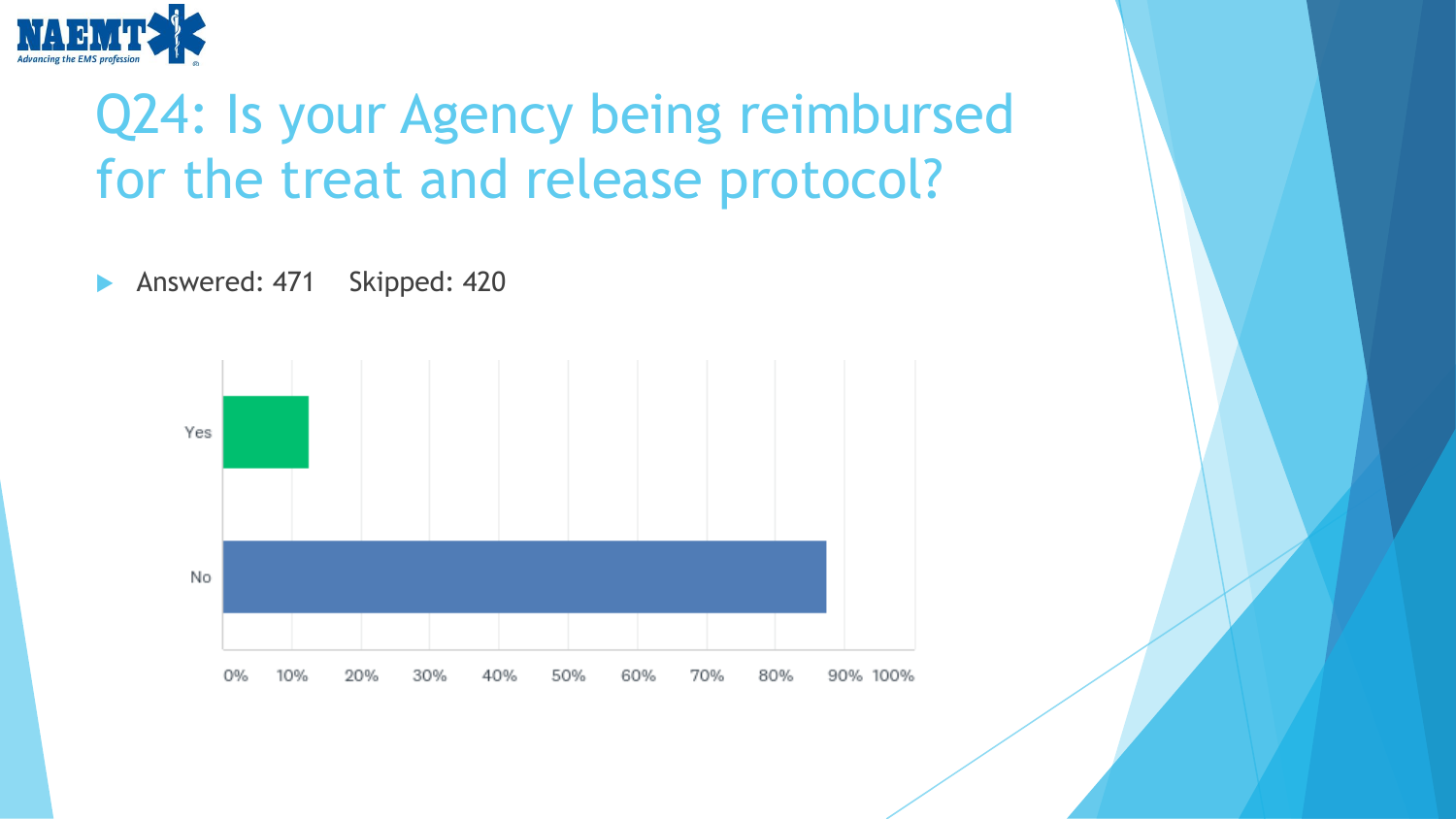# Q24: Is your Agency being reimbursed for the treat and release protocol?

- Answered: 471 Skipped: 420

| Answer | Approximate share (read from bar chart) |
| --- | --- |
| Yes | ~12% |
| No | ~87% |

The chart's horizontal axis is marked 0%–100% in 10% steps.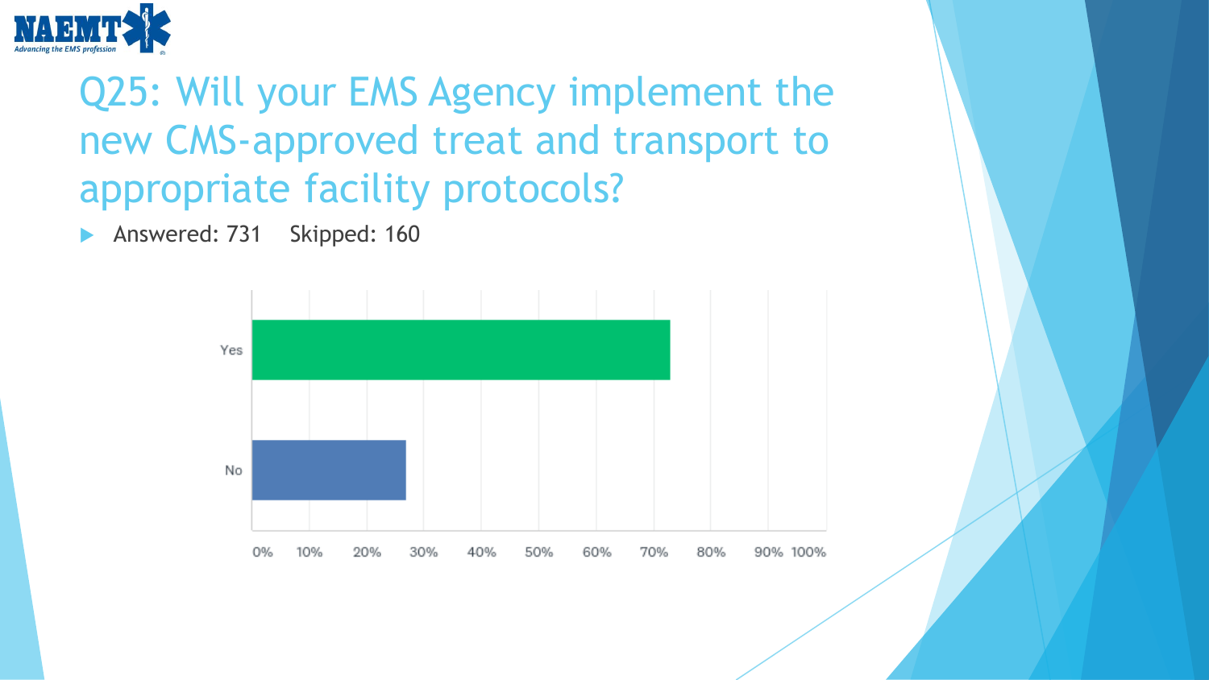# Q25: Will your EMS Agency implement the new CMS-approved treat and transport to appropriate facility protocols?

- Answered: 731 Skipped: 160

| Response | Percentage (approx.) |
|---|---|
| Yes | ~73% |
| No | ~27% |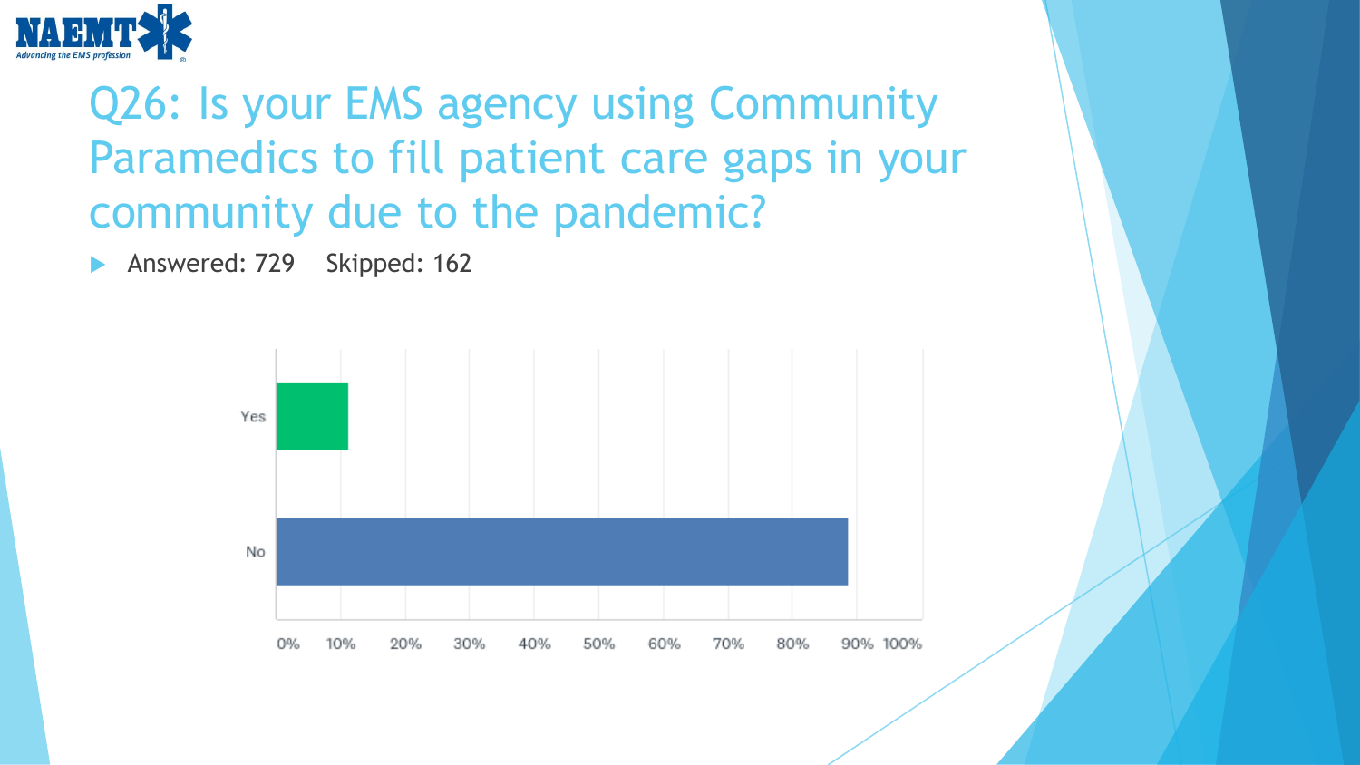# Q26: Is your EMS agency using Community Paramedics to fill patient care gaps in your community due to the pandemic?

- Answered: 729 Skipped: 162

Yes

No

0% 10% 20% 30% 40% 50% 60% 70% 80% 90% 100%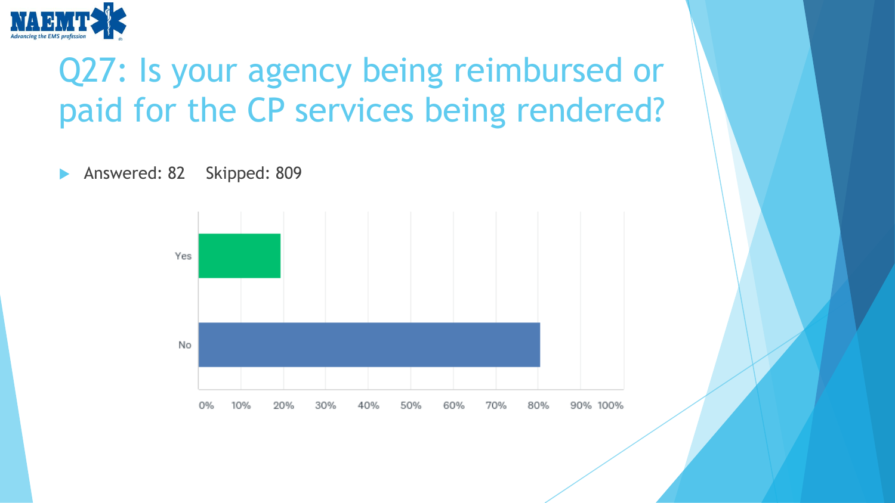# Q27: Is your agency being reimbursed or paid for the CP services being rendered?

- Answered: 82 Skipped: 809

| Response | Percentage (approx.) |
|---|---|
| Yes | ~19% |
| No | ~80% |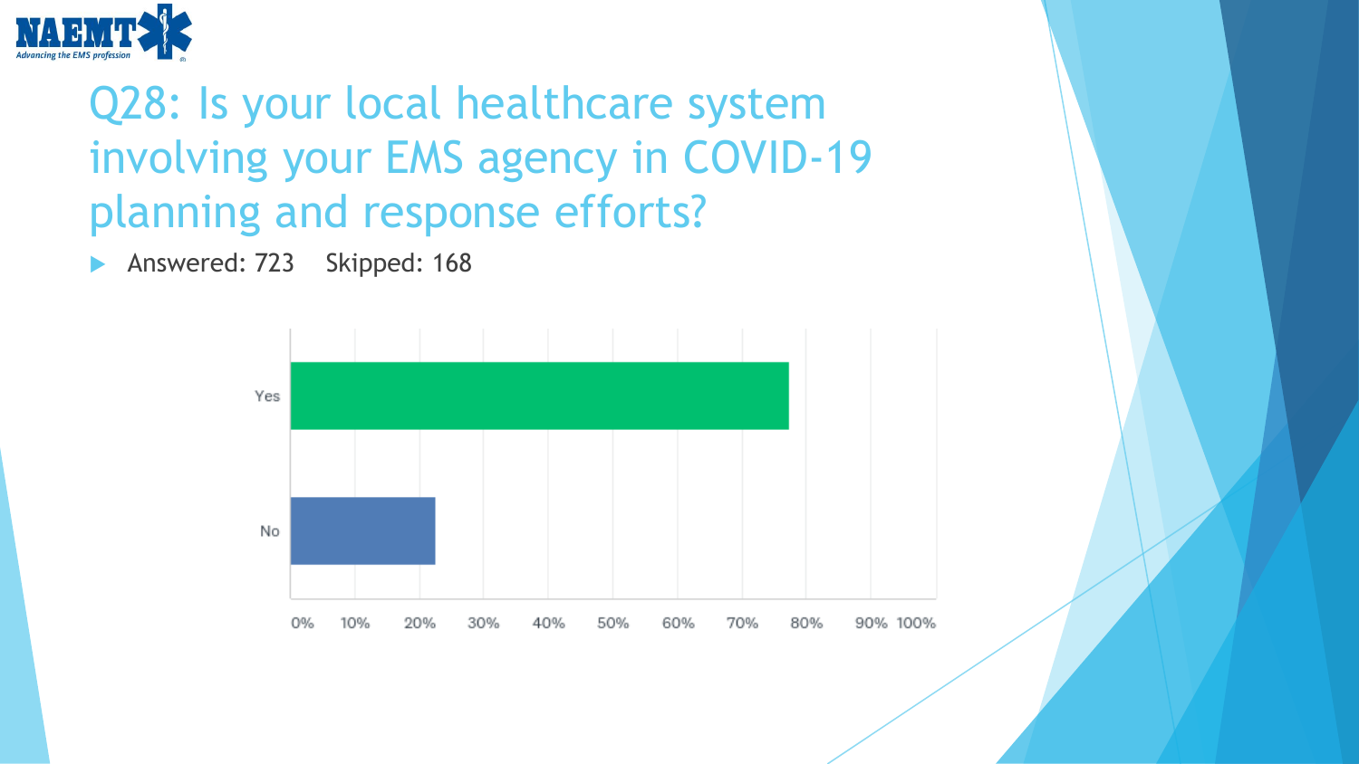# Q28: Is your local healthcare system involving your EMS agency in COVID-19 planning and response efforts?

- Answered: 723 Skipped: 168

| Response | Approx. % |
|---|---|
| Yes | ~77% |
| No | ~23% |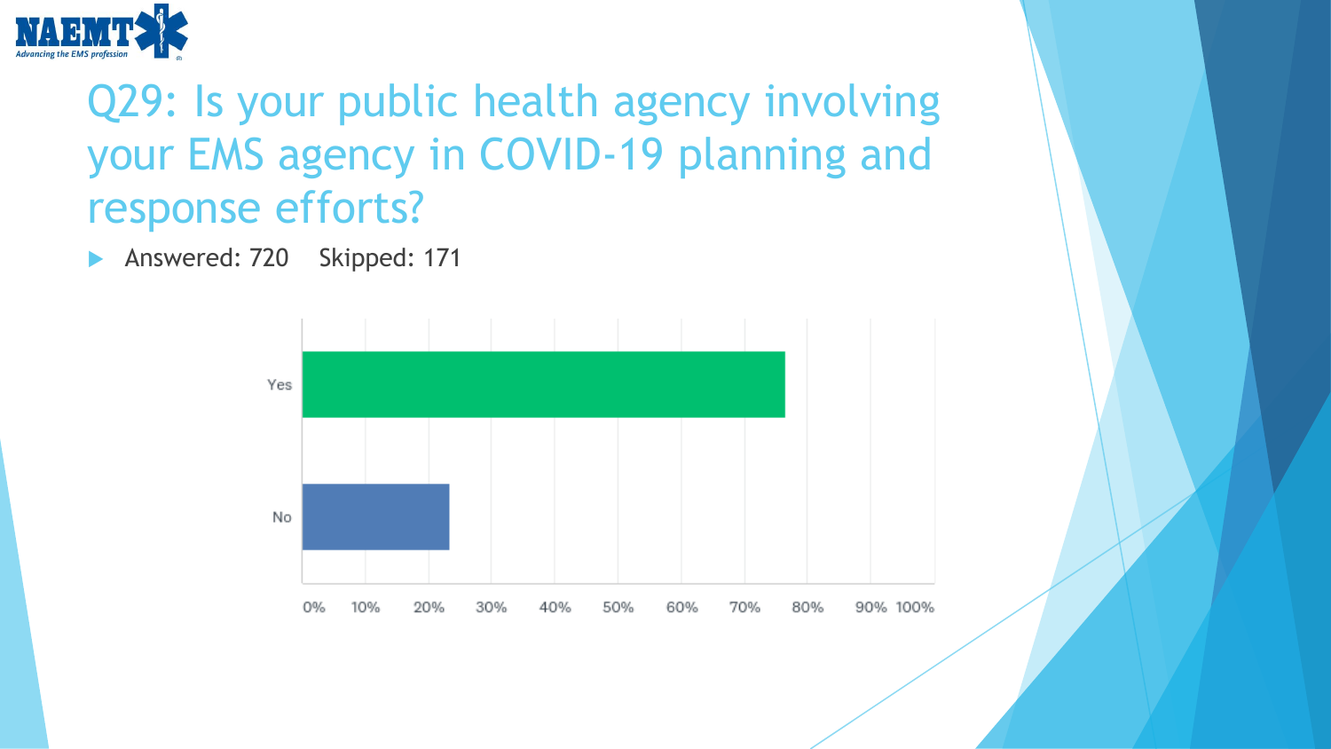# Q29: Is your public health agency involving your EMS agency in COVID-19 planning and response efforts?

- Answered: 720 Skipped: 171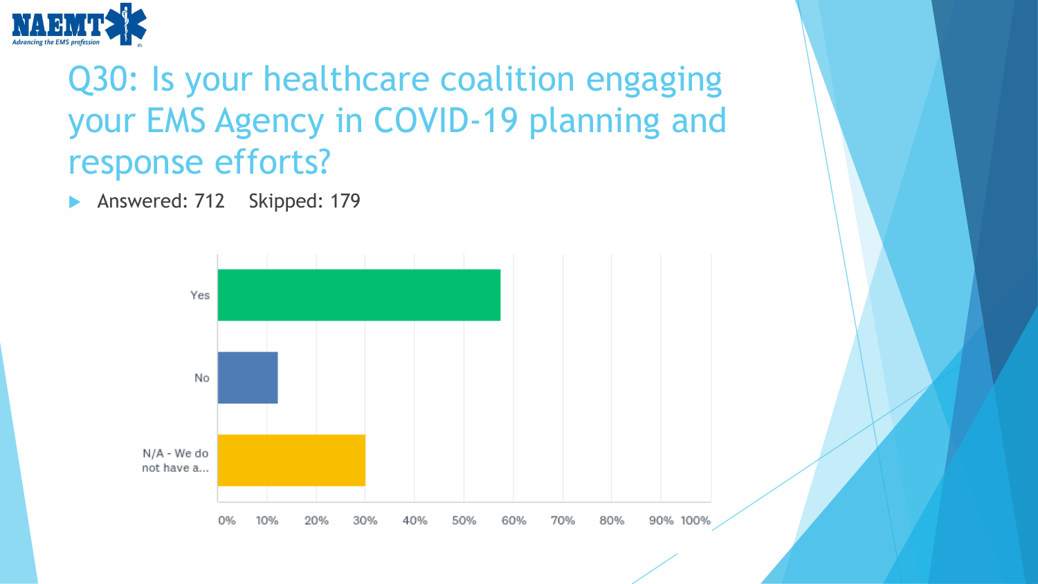# Q30: Is your healthcare coalition engaging your EMS Agency in COVID-19 planning and response efforts?

- Answered: 712  Skipped: 179

| Response | Approx. % |
| --- | --- |
| Yes | ~57% |
| No | ~12% |
| N/A - We do not have a... | ~30% |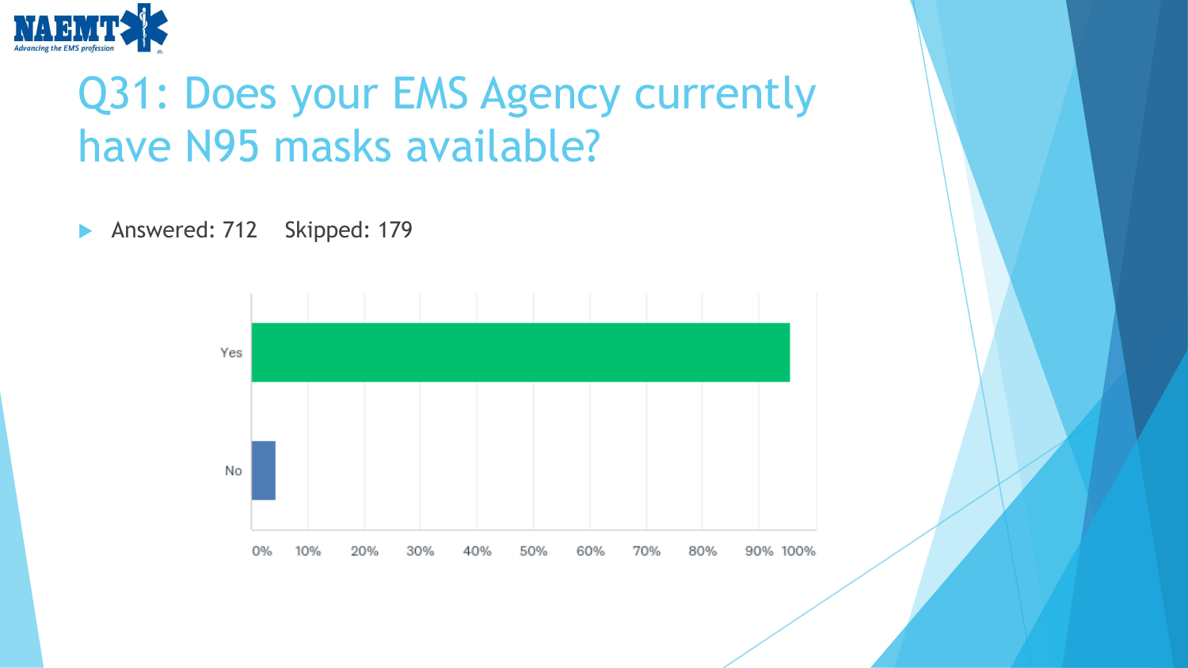# Q31: Does your EMS Agency currently have N95 masks available?

- Answered: 712 Skipped: 179

Yes

No

0% 10% 20% 30% 40% 50% 60% 70% 80% 90% 100%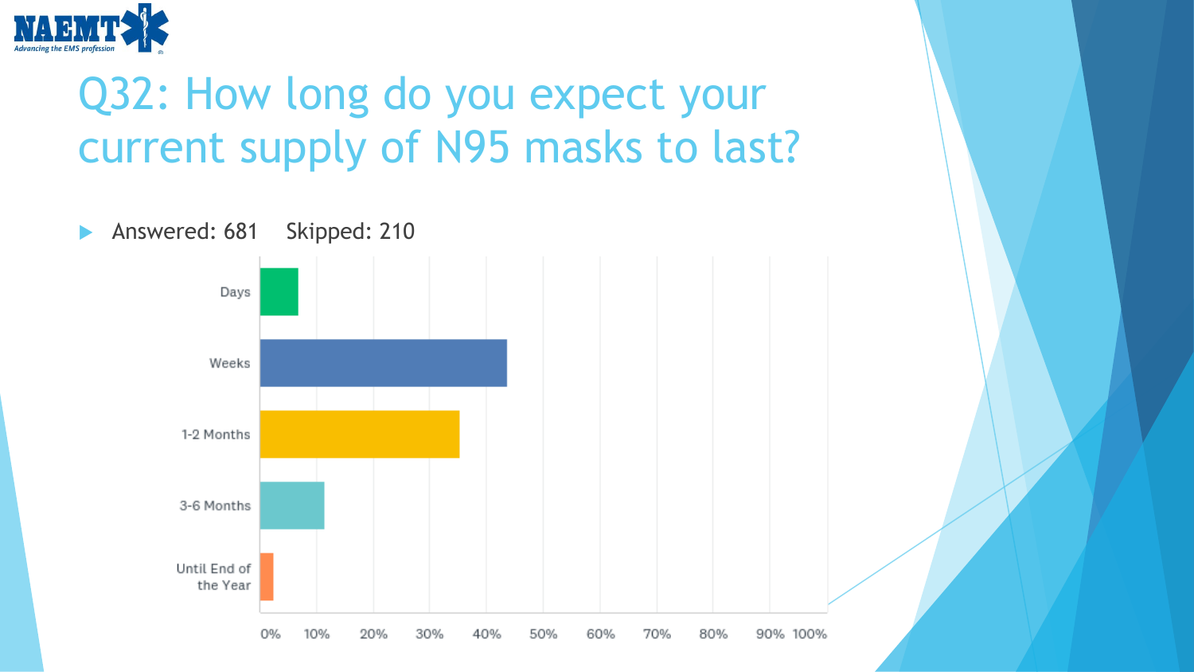# Q32: How long do you expect your current supply of N95 masks to last?

- Answered: 681 Skipped: 210

| Response | Approximate % |
|---|---|
| Days | ~7% |
| Weeks | ~44% |
| 1-2 Months | ~35% |
| 3-6 Months | ~11% |
| Until End of the Year | ~2% |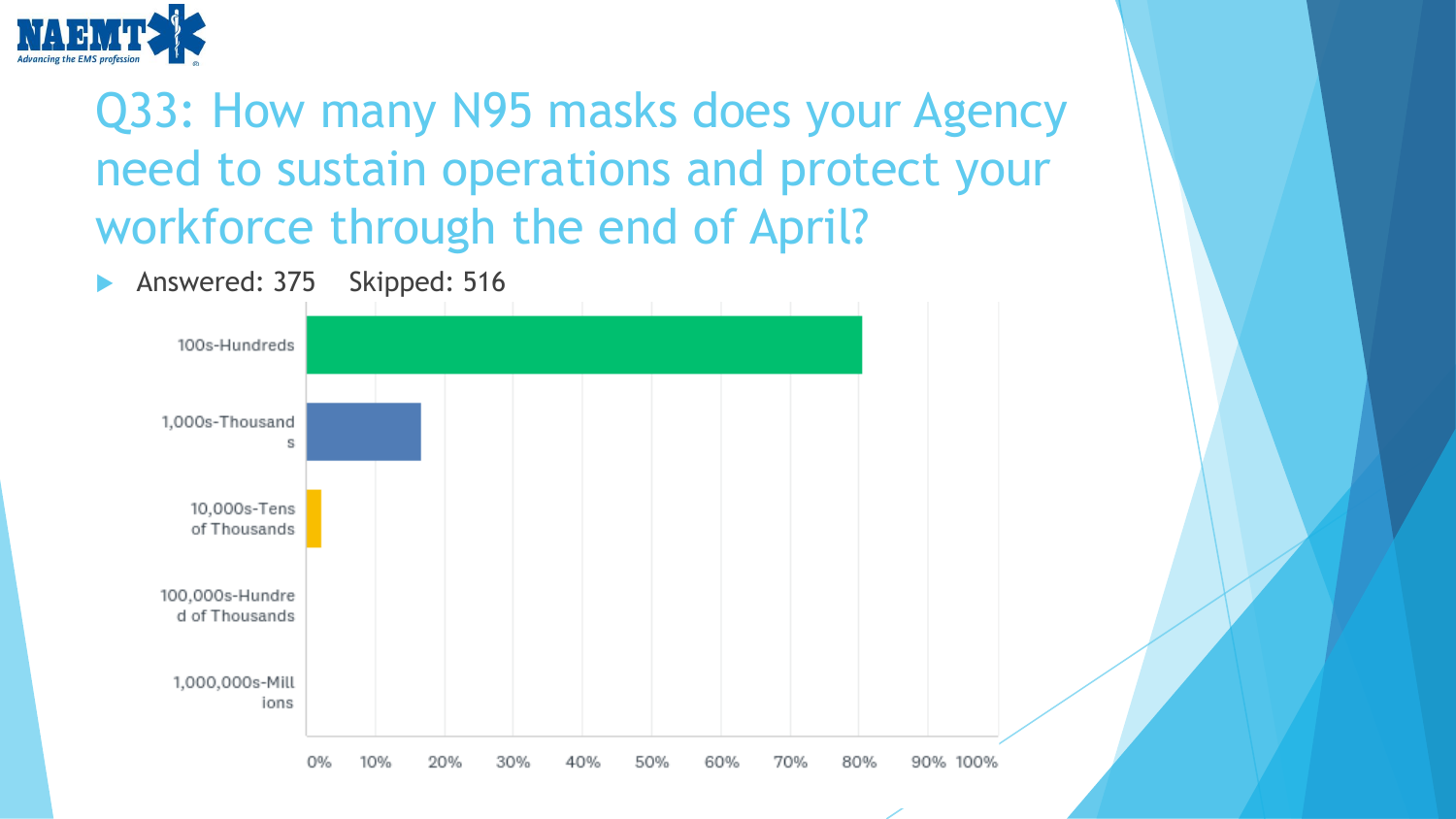# Q33: How many N95 masks does your Agency need to sustain operations and protect your workforce through the end of April?

- Answered: 375 Skipped: 516

| Response | Approx. % |
|---|---|
| 100s-Hundreds | ~80% |
| 1,000s-Thousands | ~17% |
| 10,000s-Tens of Thousands | ~2% |
| 100,000s-Hundred of Thousands | 0% |
| 1,000,000s-Millions | 0% |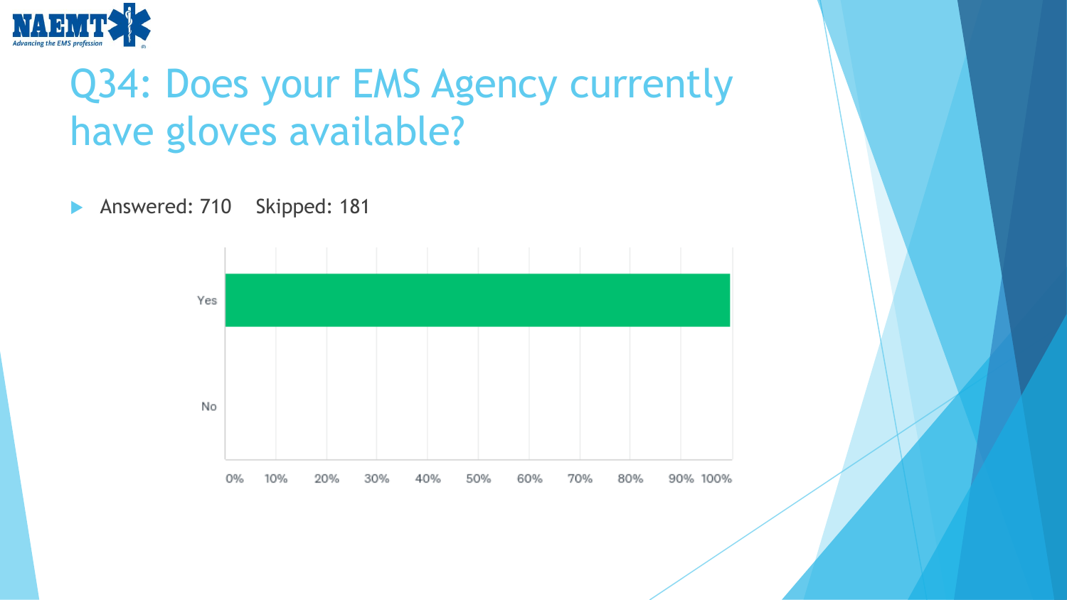# Q34: Does your EMS Agency currently have gloves available?

- Answered: 710 Skipped: 181

| Response | Percentage |
|---|---|
| Yes | ~100% |
| No | ~0% |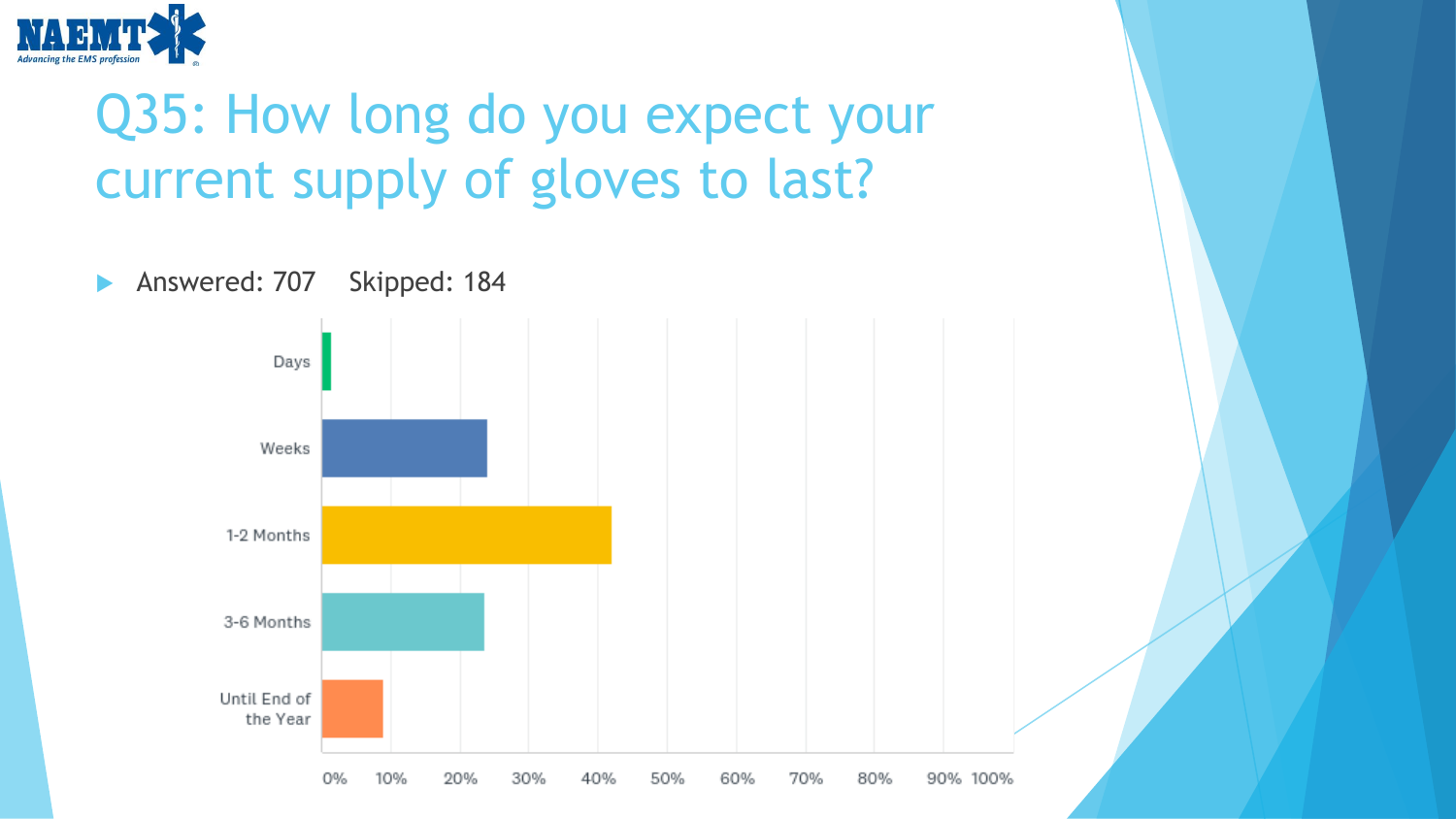# Q35: How long do you expect your current supply of gloves to last?

- Answered: 707 Skipped: 184

Days

Weeks

1-2 Months

3-6 Months

Until End of the Year

0% 10% 20% 30% 40% 50% 60% 70% 80% 90% 100%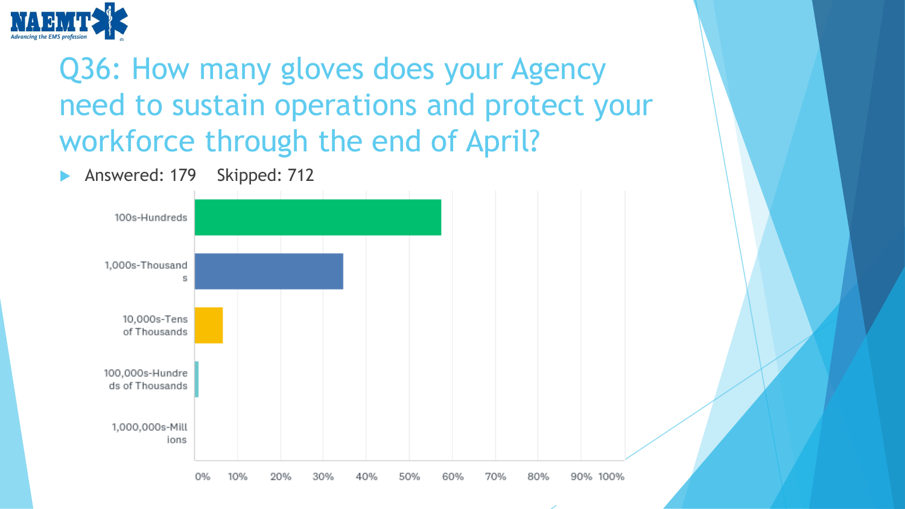# Q36: How many gloves does your Agency need to sustain operations and protect your workforce through the end of April?

- Answered: 179 Skipped: 712

| Response | Percentage |
|---|---|
| 100s-Hundreds | ~57% |
| 1,000s-Thousands | ~35% |
| 10,000s-Tens of Thousands | ~7% |
| 100,000s-Hundreds of Thousands | ~1% |
| 1,000,000s-Millions | 0% |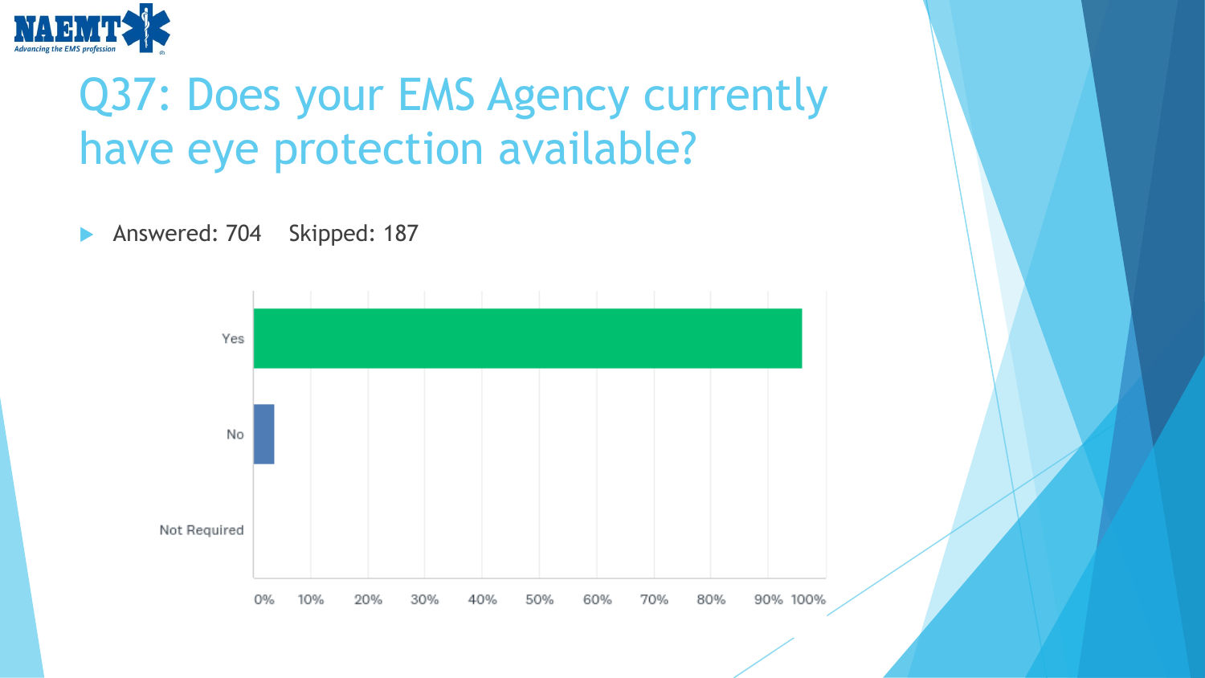# Q37: Does your EMS Agency currently have eye protection available?

- Answered: 704    Skipped: 187

Yes

No

Not Required

0% 10% 20% 30% 40% 50% 60% 70% 80% 90% 100%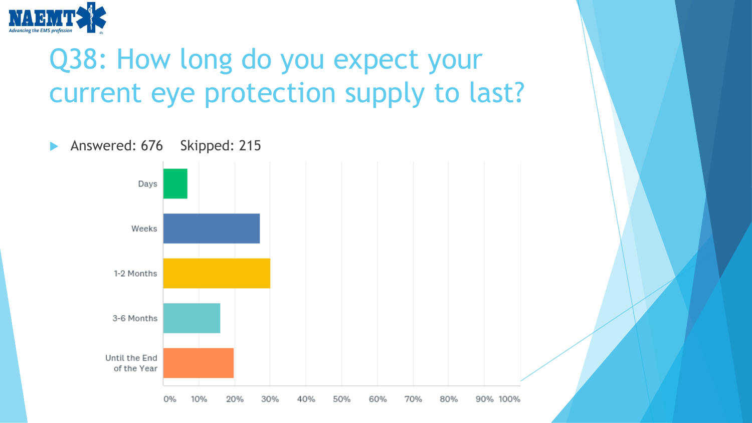# Q38: How long do you expect your current eye protection supply to last?

- Answered: 676 Skipped: 215

| Response | Approx. % |
|---|---|
| Days | ~7% |
| Weeks | ~27% |
| 1-2 Months | ~30% |
| 3-6 Months | ~16% |
| Until the End of the Year | ~20% |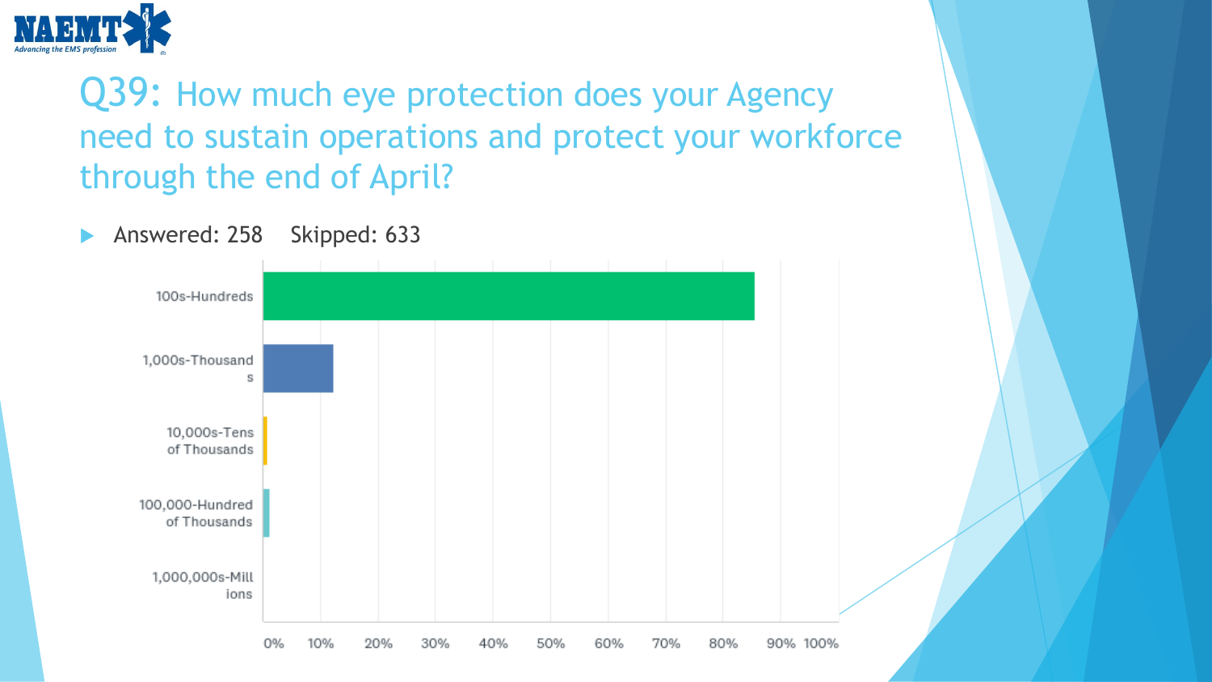## Q39: How much eye protection does your Agency need to sustain operations and protect your workforce through the end of April?

- Answered: 258  Skipped: 633

| Response | Percentage (approx.) |
|---|---|
| 100s-Hundreds | ~85% |
| 1,000s-Thousands | ~12% |
| 10,000s-Tens of Thousands | <1% |
| 100,000-Hundred of Thousands | ~1% |
| 1,000,000s-Millions | 0% |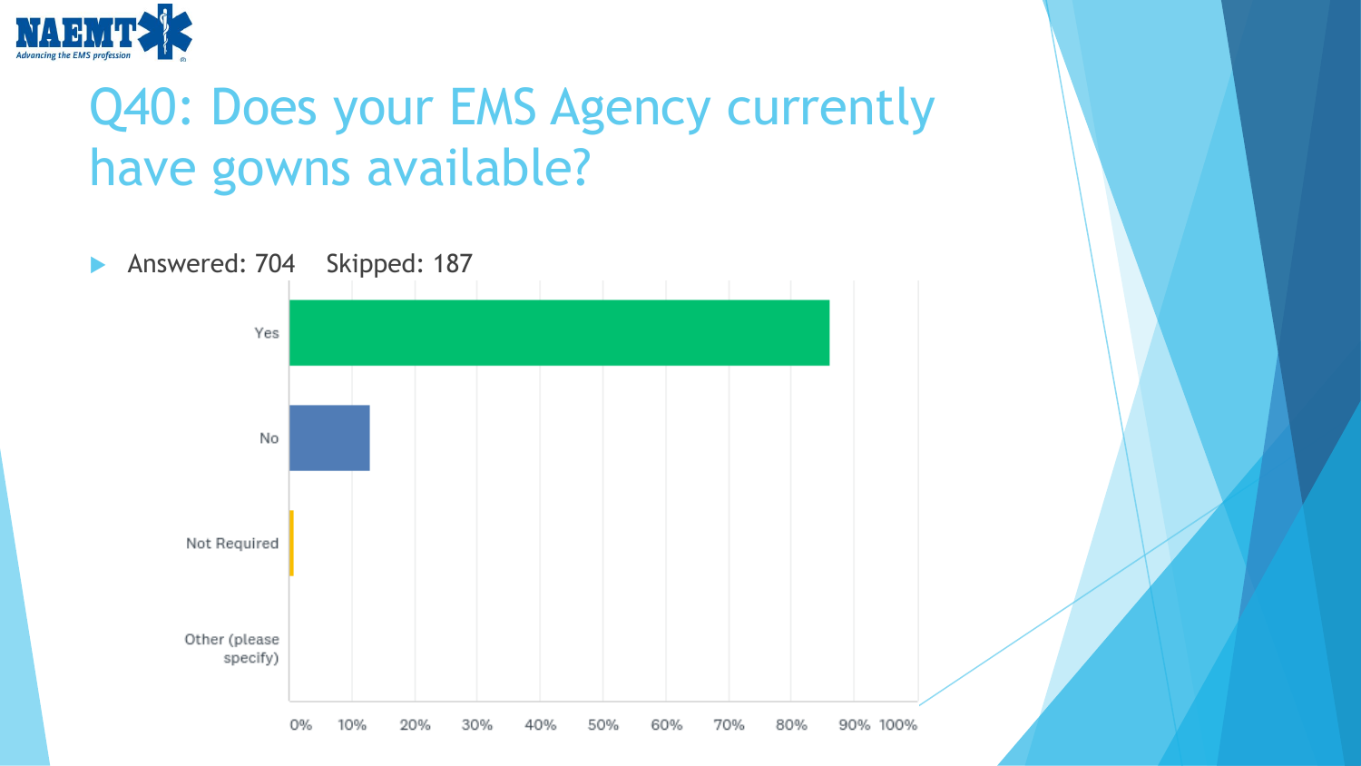# Q40: Does your EMS Agency currently have gowns available?

- Answered: 704  Skipped: 187

Yes

No

Not Required

Other (please specify)

0% 10% 20% 30% 40% 50% 60% 70% 80% 90% 100%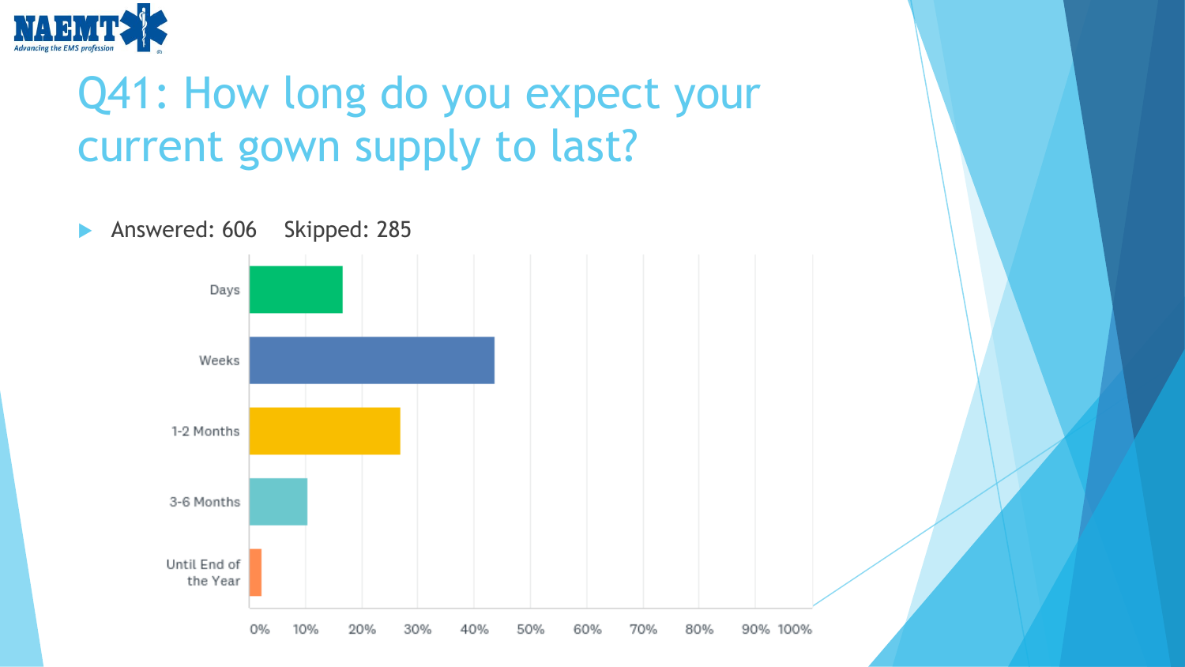# Q41: How long do you expect your current gown supply to last?

- Answered: 606 Skipped: 285

Days

Weeks

1-2 Months

3-6 Months

Until End of the Year

0% 10% 20% 30% 40% 50% 60% 70% 80% 90% 100%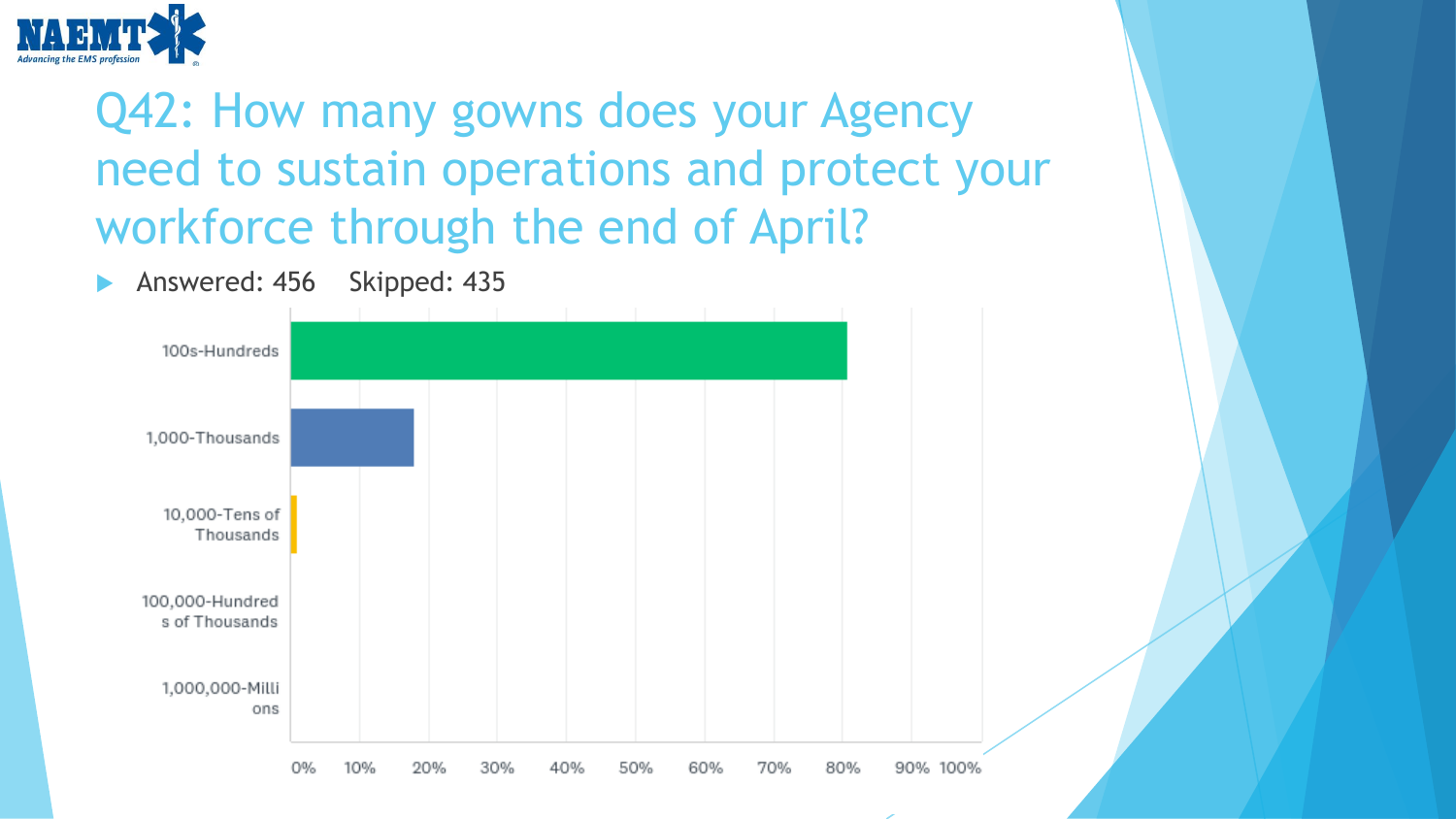# Q42: How many gowns does your Agency need to sustain operations and protect your workforce through the end of April?

- Answered: 456 Skipped: 435

| Response | Approx. % |
|---|---|
| 100s-Hundreds | ~81% |
| 1,000-Thousands | ~18% |
| 10,000-Tens of Thousands | ~1% |
| 100,000-Hundreds of Thousands | 0% |
| 1,000,000-Millions | 0% |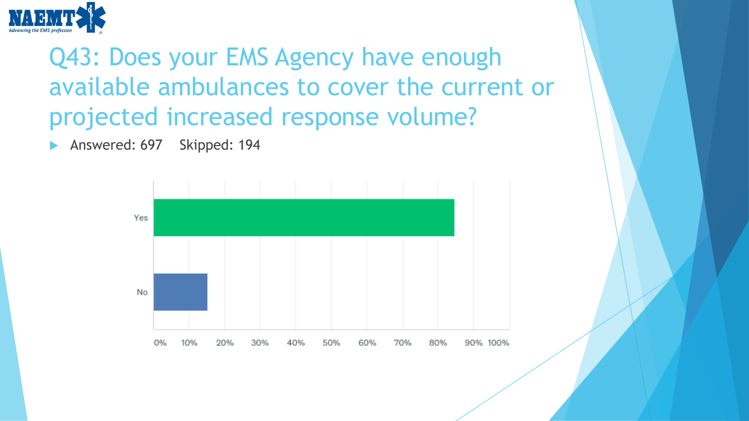# Q43: Does your EMS Agency have enough available ambulances to cover the current or projected increased response volume?

- Answered: 697 Skipped: 194

| Response | Approx. % |
| --- | --- |
| Yes | ~85% |
| No | ~15% |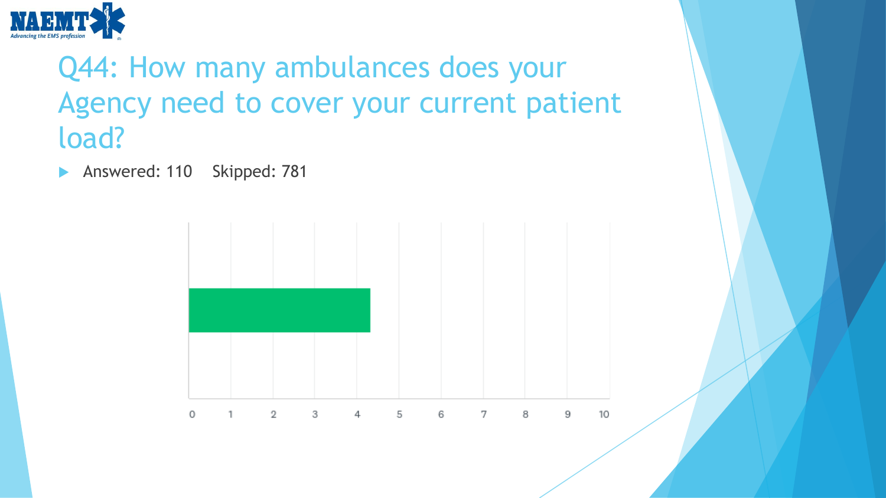# Q44: How many ambulances does your Agency need to cover your current patient load?

- Answered: 110 Skipped: 781

0 1 2 3 4 5 6 7 8 9 10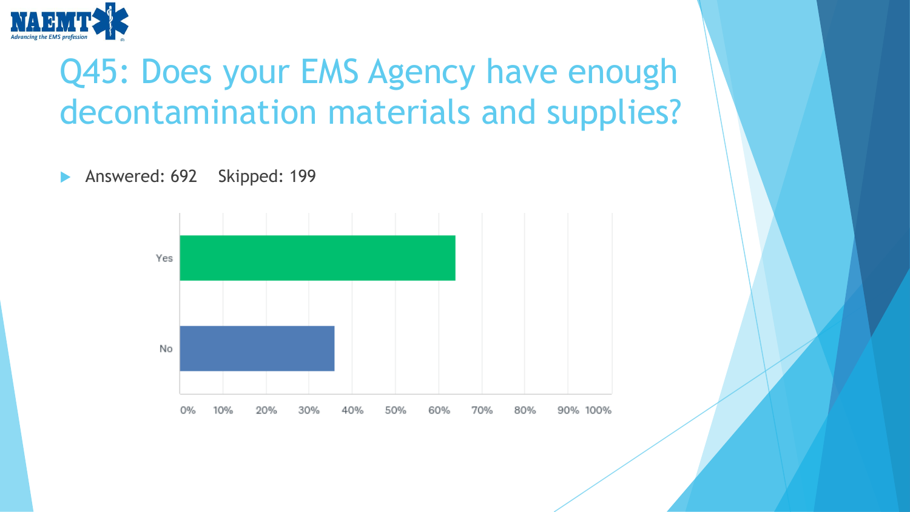# Q45: Does your EMS Agency have enough decontamination materials and supplies?

- Answered: 692 Skipped: 199

| Response | Percentage |
|---|---|
| Yes | ~64% |
| No | ~36% |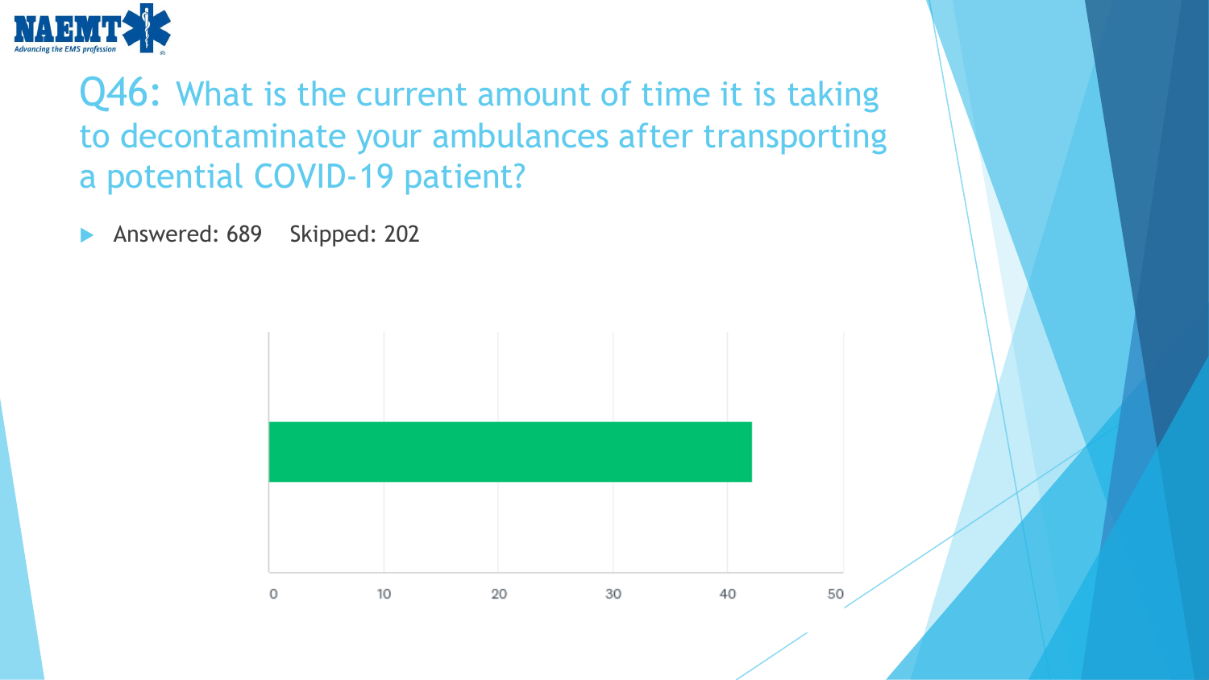# Q46: What is the current amount of time it is taking to decontaminate your ambulances after transporting a potential COVID-19 patient?

- Answered: 689 Skipped: 202

0 10 20 30 40 50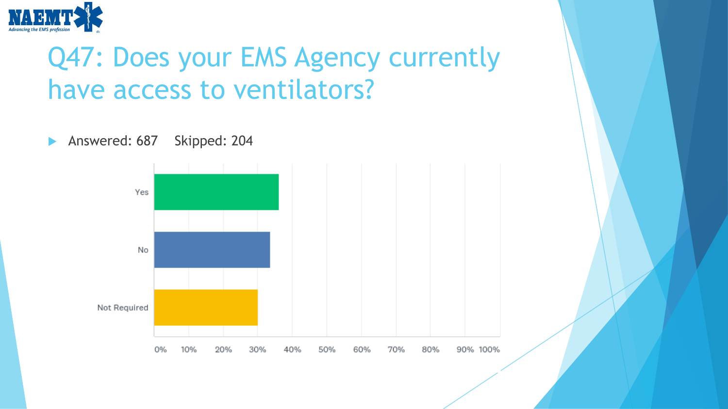# Q47: Does your EMS Agency currently have access to ventilators?

- Answered: 687  Skipped: 204

Yes

No

Not Required

0% 10% 20% 30% 40% 50% 60% 70% 80% 90% 100%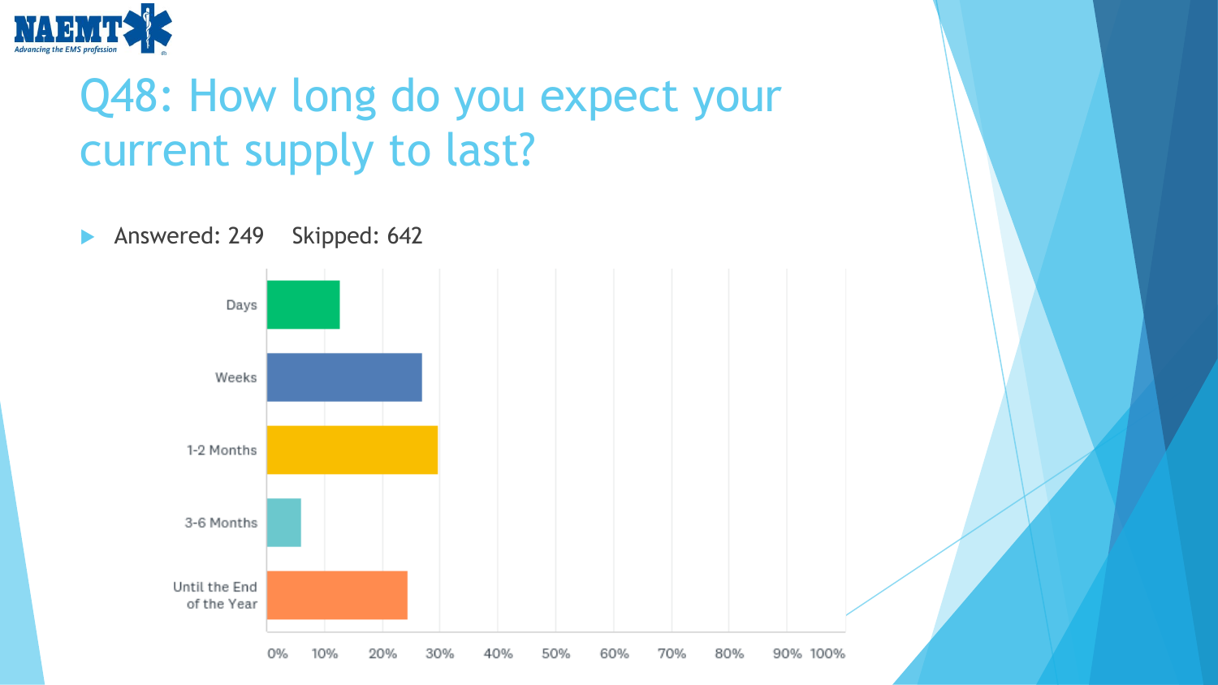# Q48: How long do you expect your current supply to last?

- Answered: 249 Skipped: 642

| Response | Approx. % |
|---|---|
| Days | ~12.5% |
| Weeks | ~27% |
| 1-2 Months | ~29.5% |
| 3-6 Months | ~6% |
| Until the End of the Year | ~24.5% |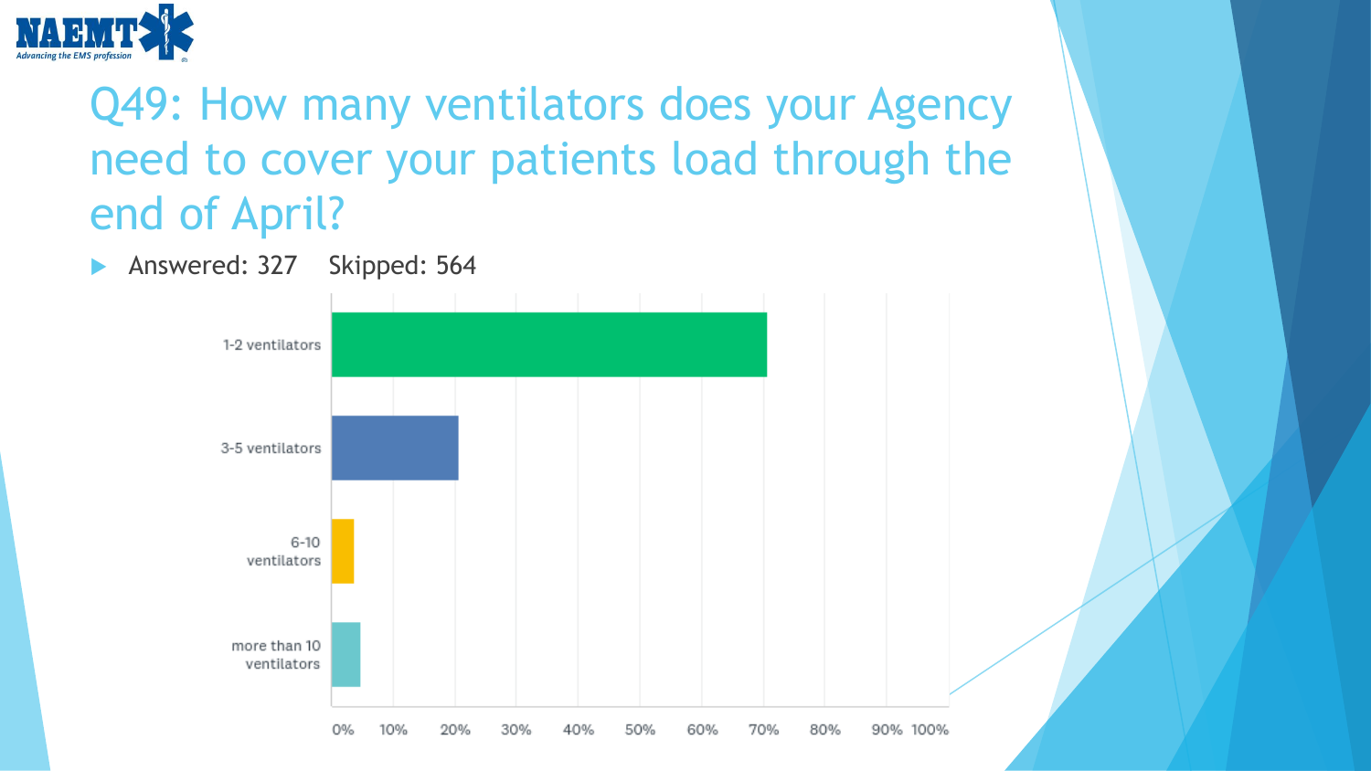# Q49: How many ventilators does your Agency need to cover your patients load through the end of April?

- Answered: 327    Skipped: 564

| Answer Choices | Approximate Responses |
| --- | --- |
| 1-2 ventilators | ~70% |
| 3-5 ventilators | ~20% |
| 6-10 ventilators | ~3% |
| more than 10 ventilators | ~4% |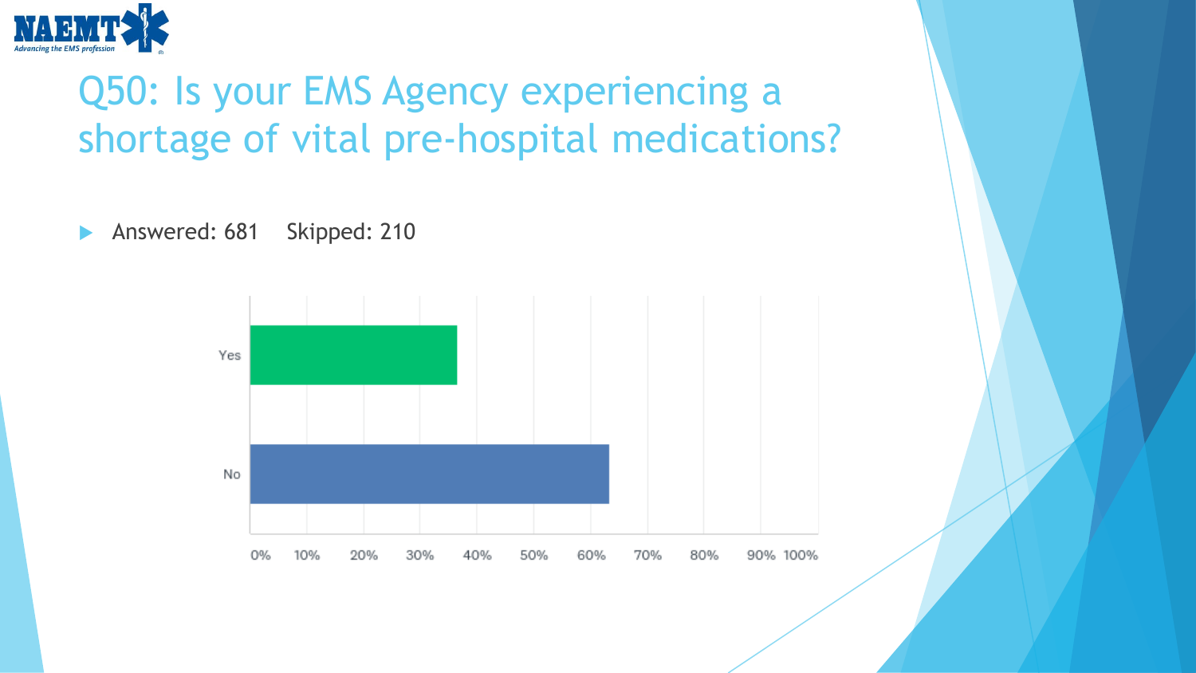# Q50: Is your EMS Agency experiencing a shortage of vital pre-hospital medications?

- Answered: 681 Skipped: 210

| Answer | Percentage |
|---|---|
| Yes | ~36% |
| No | ~63% |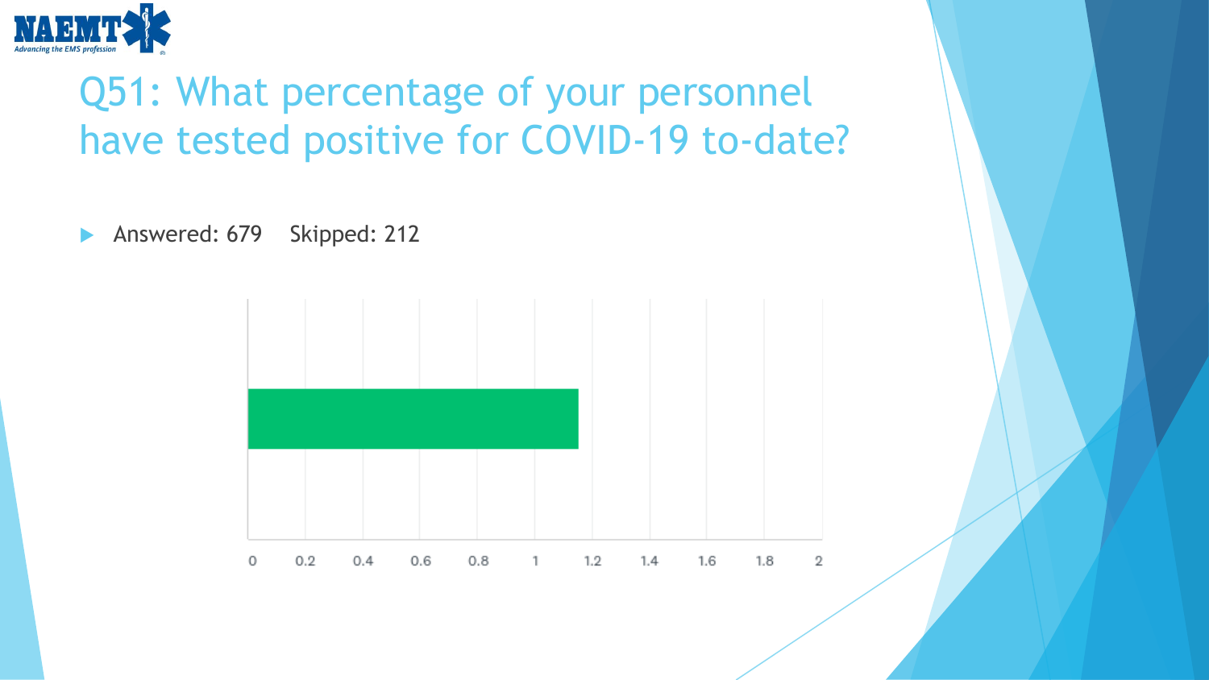# Q51: What percentage of your personnel have tested positive for COVID-19 to-date?

- Answered: 679 Skipped: 212

0 0.2 0.4 0.6 0.8 1 1.2 1.4 1.6 1.8 2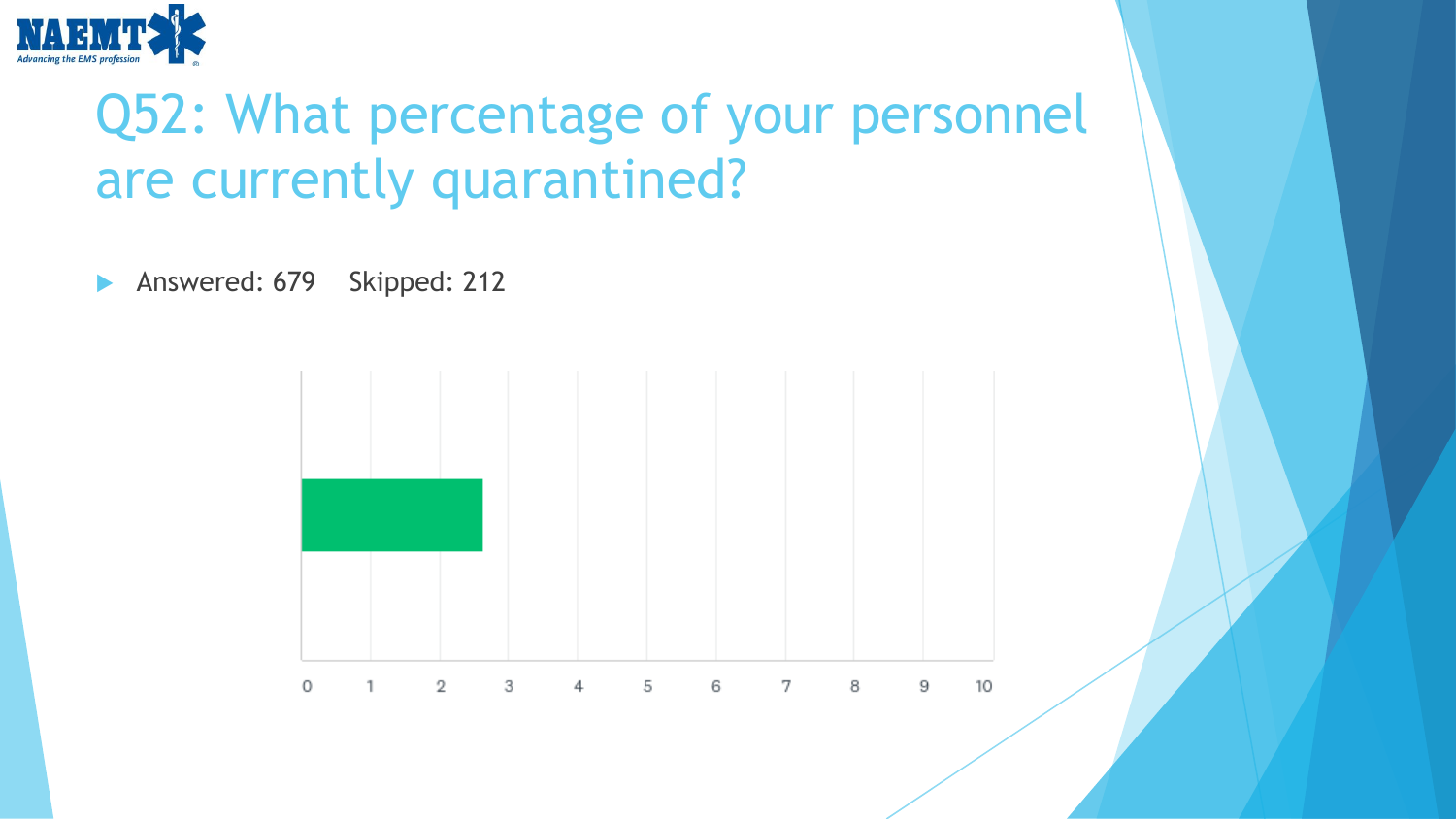# Q52: What percentage of your personnel are currently quarantined?

- Answered: 679 Skipped: 212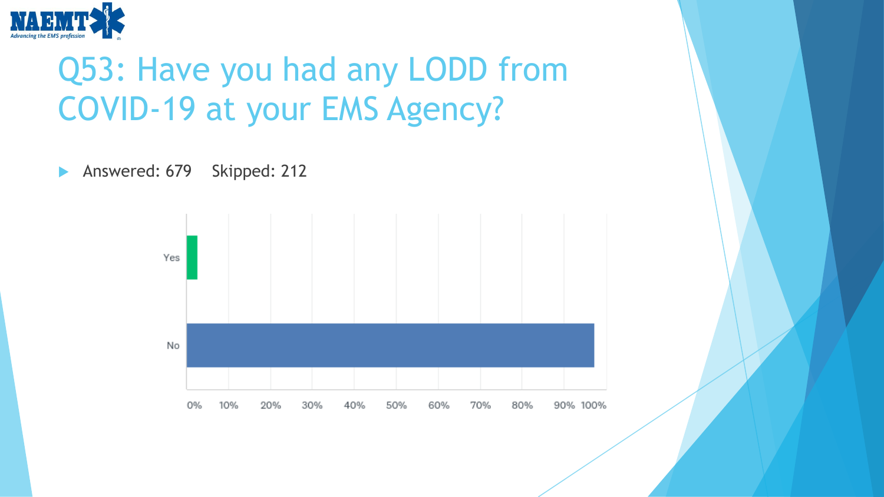# Q53: Have you had any LODD from COVID-19 at your EMS Agency?

- Answered: 679 Skipped: 212

| Response | Approx. % |
| --- | --- |
| Yes | ~3% |
| No | ~97% |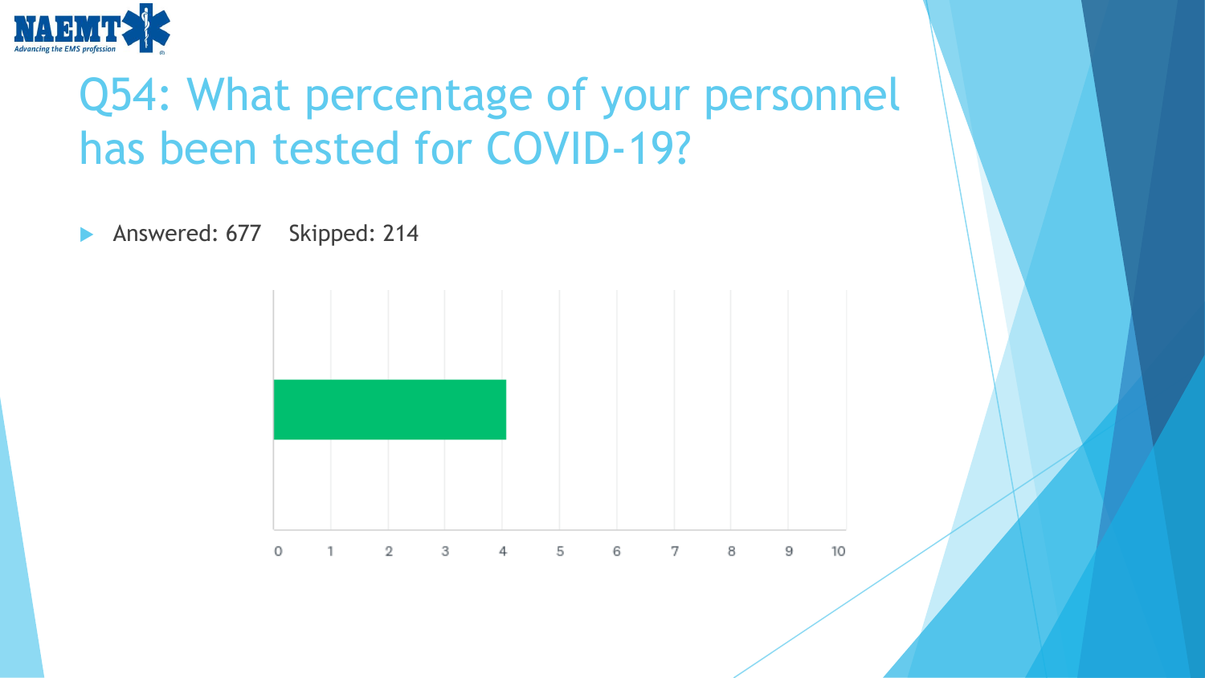# Q54: What percentage of your personnel has been tested for COVID-19?

- Answered: 677 Skipped: 214

| | Value |
|---|---|
| Average | ~4 |

Axis: 0 1 2 3 4 5 6 7 8 9 10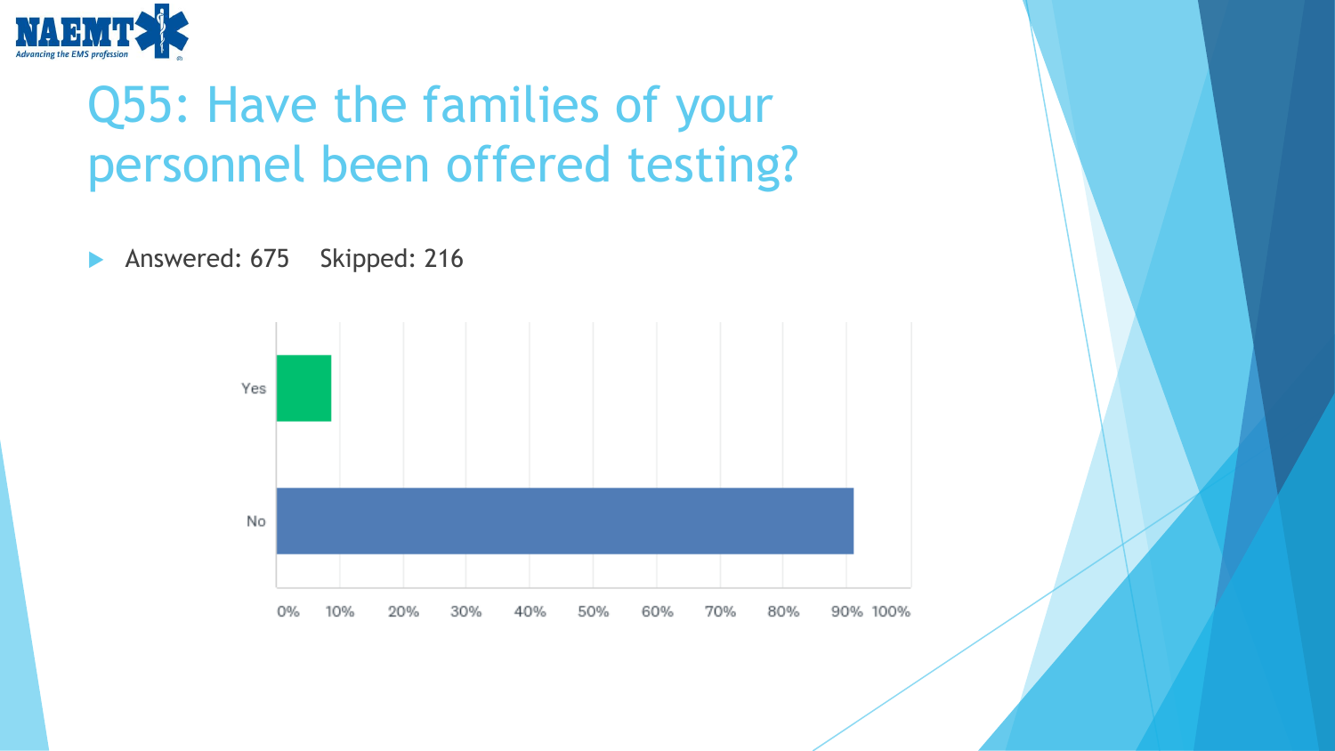# Q55: Have the families of your personnel been offered testing?

- Answered: 675 Skipped: 216

| Response | Percentage (approx.) |
|---|---|
| Yes | ~9% |
| No | ~91% |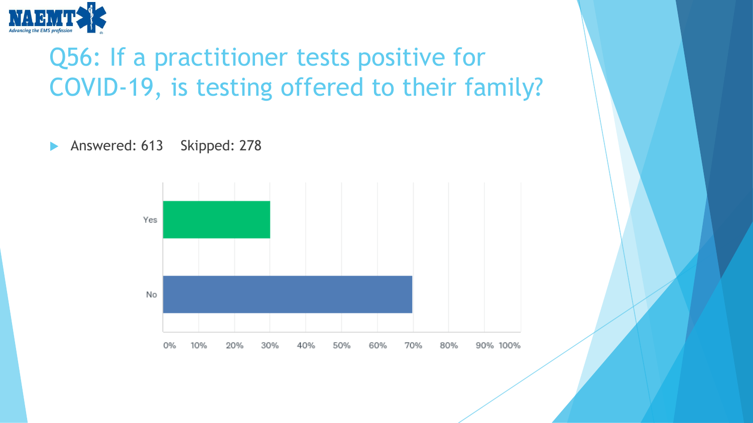# Q56: If a practitioner tests positive for COVID-19, is testing offered to their family?

- Answered: 613    Skipped: 278

| Response | Percentage |
|---|---|
| Yes | ~30% |
| No | ~70% |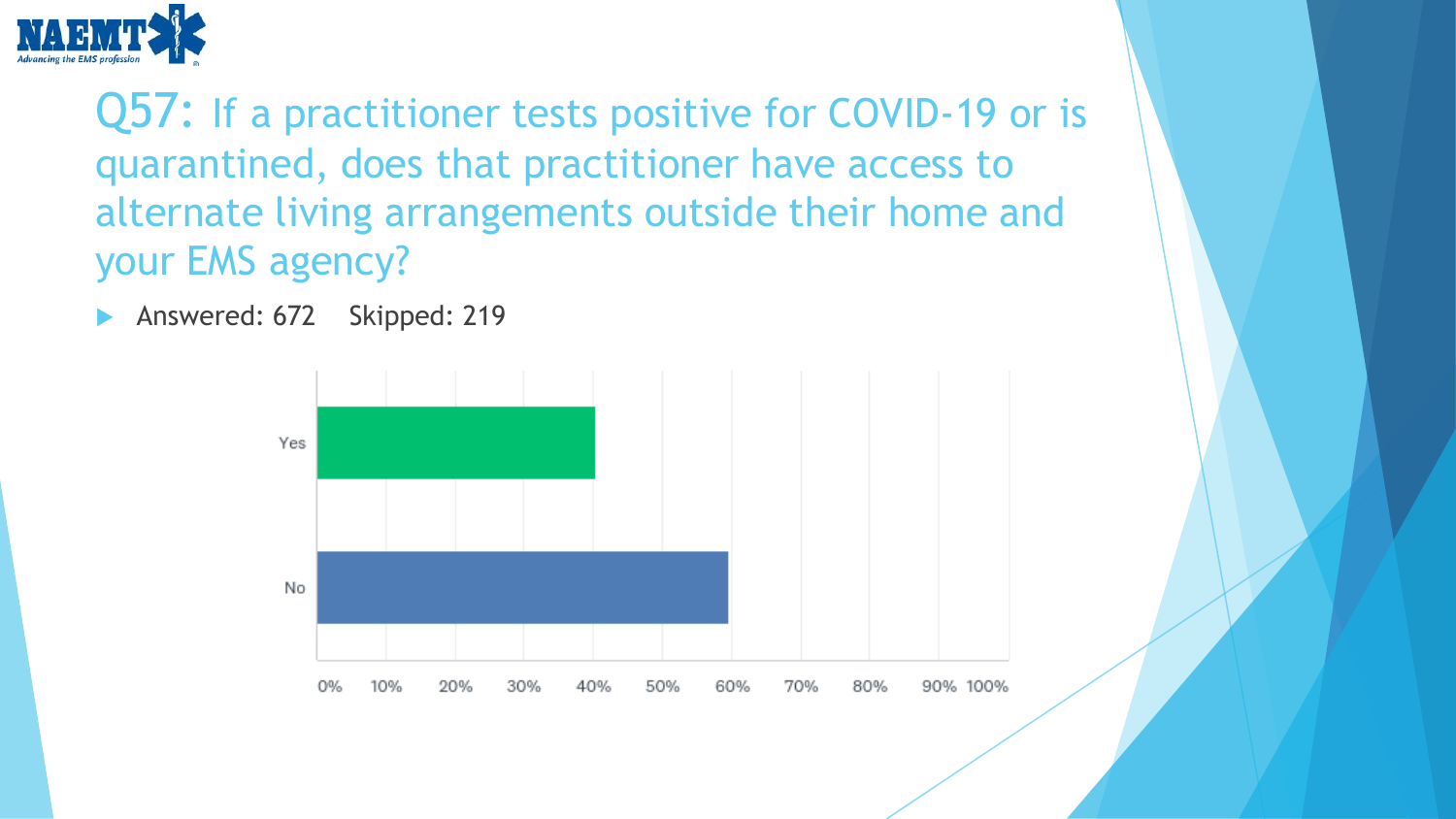## Q57: If a practitioner tests positive for COVID-19 or is quarantined, does that practitioner have access to alternate living arrangements outside their home and your EMS agency?

- Answered: 672 Skipped: 219

| Response | Percentage (approx.) |
|---|---|
| Yes | ~40% |
| No | ~60% |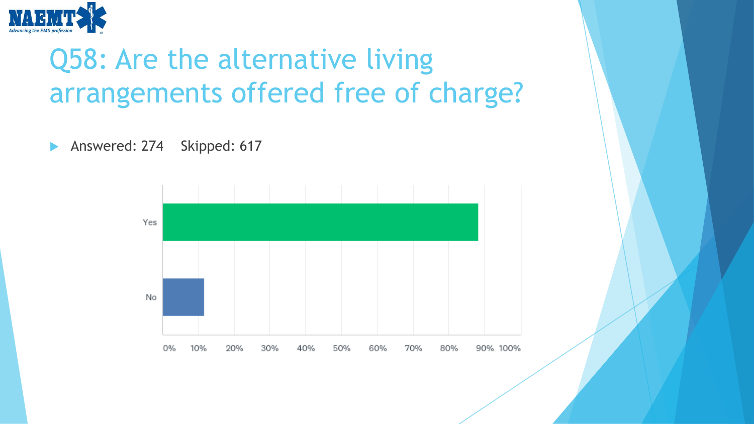# Q58: Are the alternative living arrangements offered free of charge?

- Answered: 274 Skipped: 617

| Response | Percentage |
| --- | --- |
| Yes | ~88% |
| No | ~12% |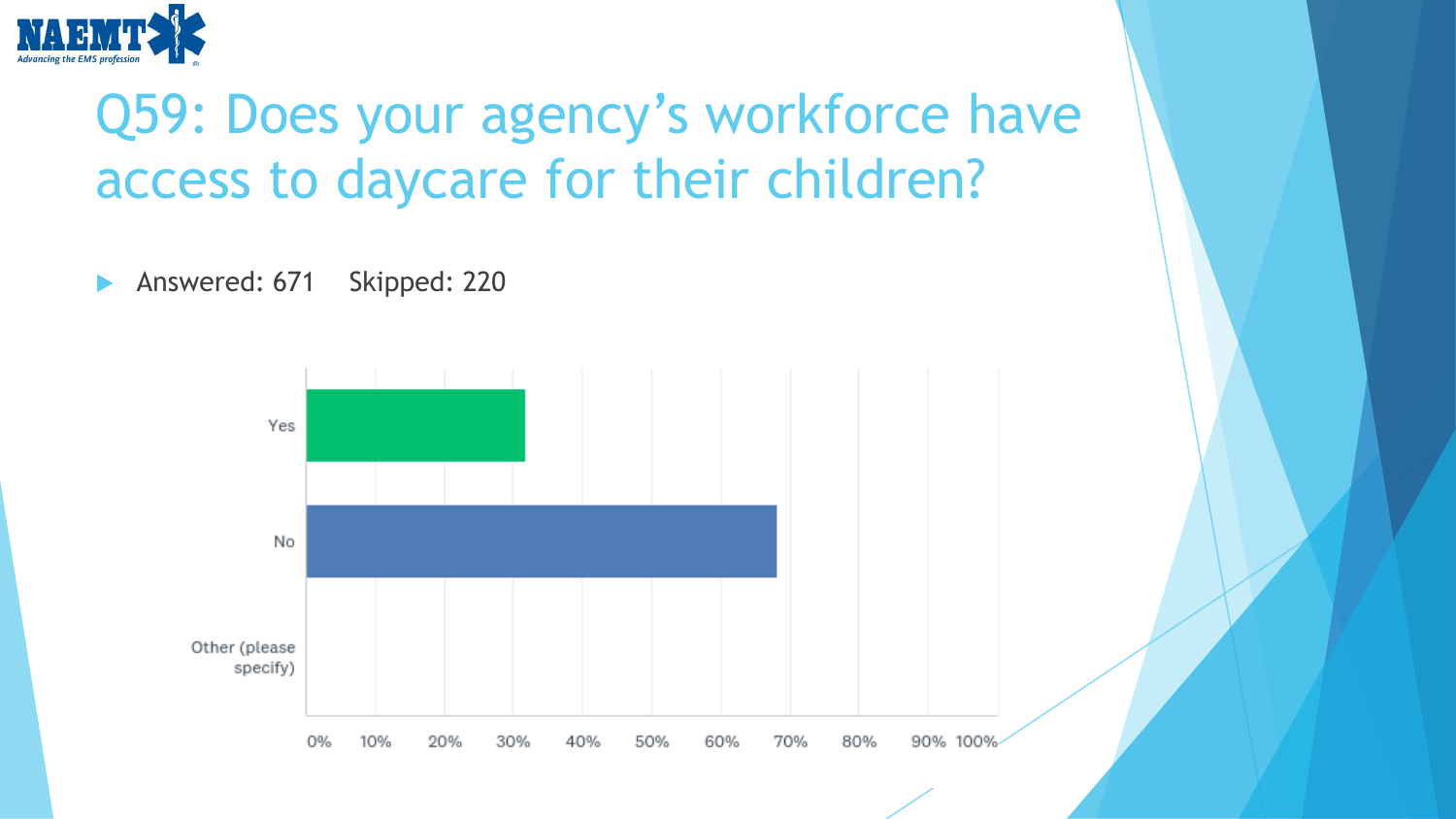# Q59: Does your agency's workforce have access to daycare for their children?

- Answered: 671 Skipped: 220

Yes

No

Other (please specify)

0% 10% 20% 30% 40% 50% 60% 70% 80% 90% 100%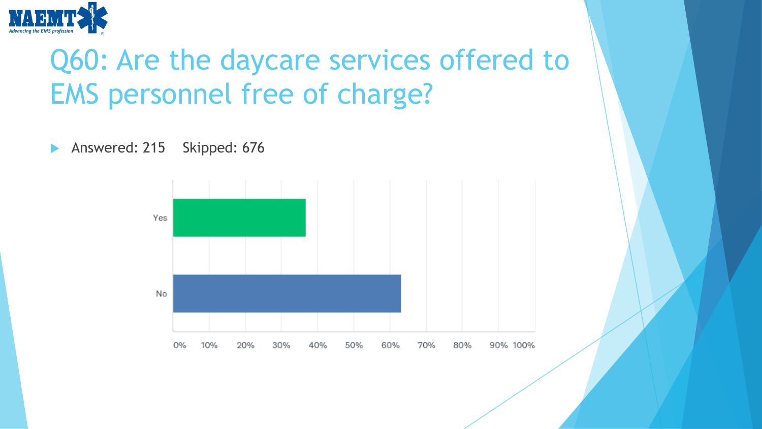# Q60: Are the daycare services offered to EMS personnel free of charge?

- Answered: 215 Skipped: 676

Yes

No

0% 10% 20% 30% 40% 50% 60% 70% 80% 90% 100%